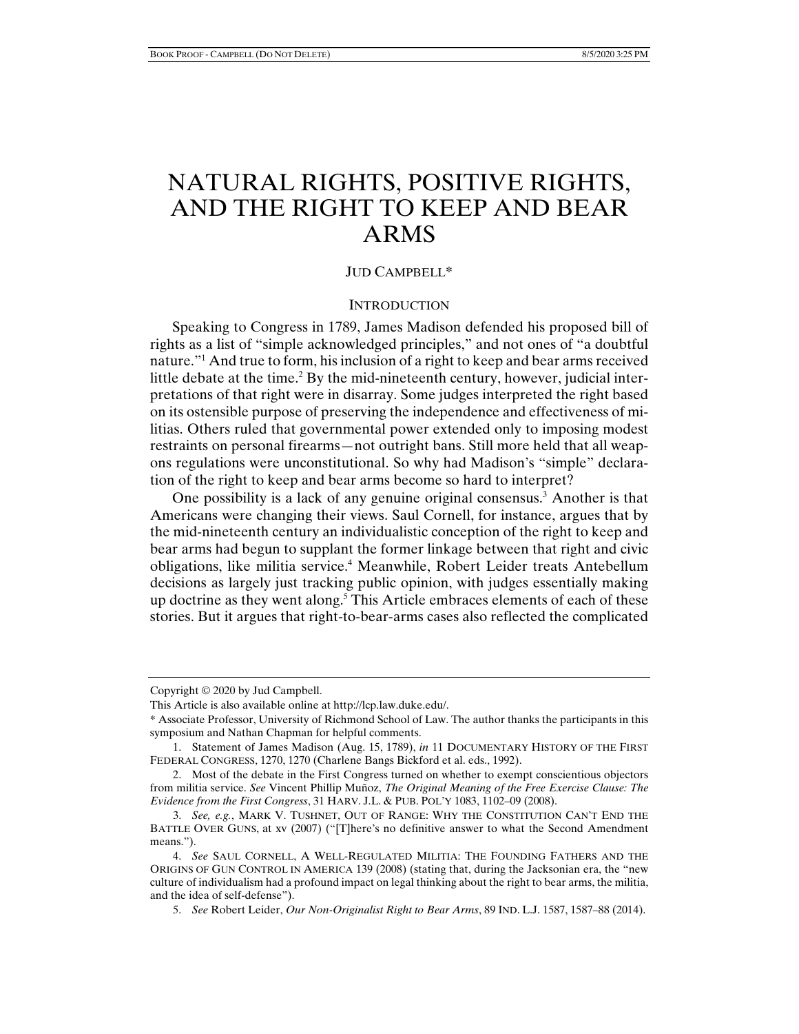# NATURAL RIGHTS, POSITIVE RIGHTS, AND THE RIGHT TO KEEP AND BEAR ARMS

JUD CAMPBELL*

## INTRODUCTION

Speaking to Congress in 1789, James Madison defended his proposed bill of rights as a list of "simple acknowledged principles," and not ones of "a doubtful nature."[1] And true to form, his inclusion of a right to keep and bear arms received little debate at the time.[2] By the mid-nineteenth century, however, judicial interpretations of that right were in disarray. Some judges interpreted the right based on its ostensible purpose of preserving the independence and effectiveness of militias. Others ruled that governmental power extended only to imposing modest restraints on personal firearms—not outright bans. Still more held that all weapons regulations were unconstitutional. So why had Madison's "simple" declaration of the right to keep and bear arms become so hard to interpret?

One possibility is a lack of any genuine original consensus.[3] Another is that Americans were changing their views. Saul Cornell, for instance, argues that by the mid-nineteenth century an individualistic conception of the right to keep and bear arms had begun to supplant the former linkage between that right and civic obligations, like militia service.[4] Meanwhile, Robert Leider treats Antebellum decisions as largely just tracking public opinion, with judges essentially making up doctrine as they went along.[5] This Article embraces elements of each of these stories. But it argues that right-to-bear-arms cases also reflected the complicated

---

Copyright © 2020 by Jud Campbell.

This Article is also available online at http://lcp.law.duke.edu/.

\* Associate Professor, University of Richmond School of Law. The author thanks the participants in this symposium and Nathan Chapman for helpful comments.

1. Statement of James Madison (Aug. 15, 1789), *in* 11 DOCUMENTARY HISTORY OF THE FIRST FEDERAL CONGRESS, 1270, 1270 (Charlene Bangs Bickford et al. eds., 1992).

2. Most of the debate in the First Congress turned on whether to exempt conscientious objectors from militia service. *See* Vincent Phillip Muñoz, *The Original Meaning of the Free Exercise Clause: The Evidence from the First Congress*, 31 HARV. J.L. & PUB. POL'Y 1083, 1102–09 (2008).

3. *See, e.g.*, MARK V. TUSHNET, OUT OF RANGE: WHY THE CONSTITUTION CAN'T END THE BATTLE OVER GUNS, at xv (2007) ("[T]here's no definitive answer to what the Second Amendment means.").

4. *See* SAUL CORNELL, A WELL-REGULATED MILITIA: THE FOUNDING FATHERS AND THE ORIGINS OF GUN CONTROL IN AMERICA 139 (2008) (stating that, during the Jacksonian era, the "new culture of individualism had a profound impact on legal thinking about the right to bear arms, the militia, and the idea of self-defense").

5. *See* Robert Leider, *Our Non-Originalist Right to Bear Arms*, 89 IND. L.J. 1587, 1587–88 (2014).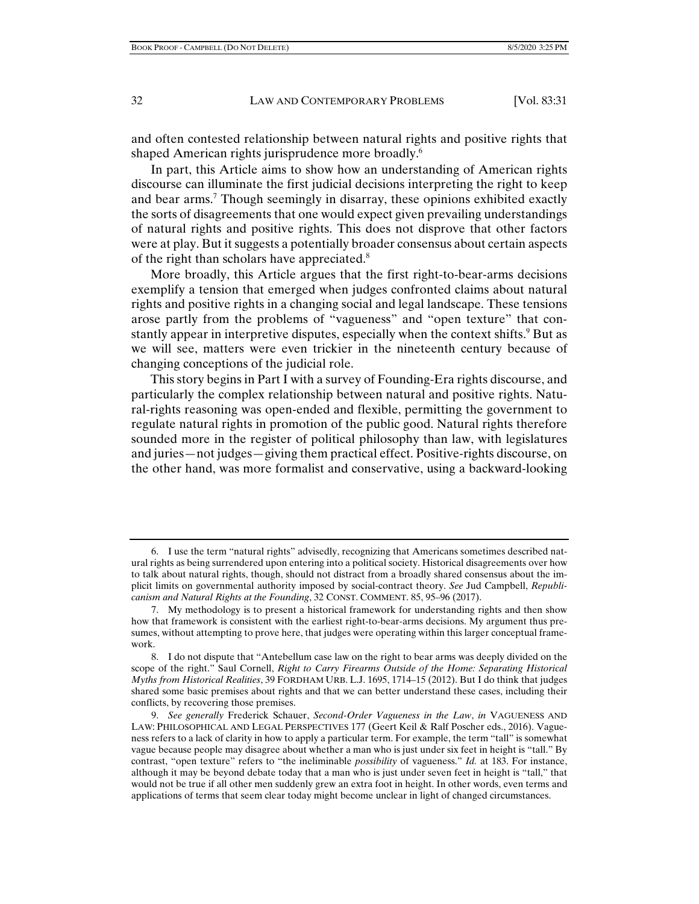and often contested relationship between natural rights and positive rights that shaped American rights jurisprudence more broadly.[6]

In part, this Article aims to show how an understanding of American rights discourse can illuminate the first judicial decisions interpreting the right to keep and bear arms.[7] Though seemingly in disarray, these opinions exhibited exactly the sorts of disagreements that one would expect given prevailing understandings of natural rights and positive rights. This does not disprove that other factors were at play. But it suggests a potentially broader consensus about certain aspects of the right than scholars have appreciated.[8]

More broadly, this Article argues that the first right-to-bear-arms decisions exemplify a tension that emerged when judges confronted claims about natural rights and positive rights in a changing social and legal landscape. These tensions arose partly from the problems of "vagueness" and "open texture" that constantly appear in interpretive disputes, especially when the context shifts.[9] But as we will see, matters were even trickier in the nineteenth century because of changing conceptions of the judicial role.

This story begins in Part I with a survey of Founding-Era rights discourse, and particularly the complex relationship between natural and positive rights. Natural-rights reasoning was open-ended and flexible, permitting the government to regulate natural rights in promotion of the public good. Natural rights therefore sounded more in the register of political philosophy than law, with legislatures and juries—not judges—giving them practical effect. Positive-rights discourse, on the other hand, was more formalist and conservative, using a backward-looking

---

6. I use the term "natural rights" advisedly, recognizing that Americans sometimes described natural rights as being surrendered upon entering into a political society. Historical disagreements over how to talk about natural rights, though, should not distract from a broadly shared consensus about the implicit limits on governmental authority imposed by social-contract theory. *See* Jud Campbell, *Republicanism and Natural Rights at the Founding*, 32 CONST. COMMENT. 85, 95–96 (2017).

7. My methodology is to present a historical framework for understanding rights and then show how that framework is consistent with the earliest right-to-bear-arms decisions. My argument thus presumes, without attempting to prove here, that judges were operating within this larger conceptual framework.

8. I do not dispute that "Antebellum case law on the right to bear arms was deeply divided on the scope of the right." Saul Cornell, *Right to Carry Firearms Outside of the Home: Separating Historical Myths from Historical Realities*, 39 FORDHAM URB. L.J. 1695, 1714–15 (2012). But I do think that judges shared some basic premises about rights and that we can better understand these cases, including their conflicts, by recovering those premises.

9. *See generally* Frederick Schauer, *Second-Order Vagueness in the Law*, *in* VAGUENESS AND LAW: PHILOSOPHICAL AND LEGAL PERSPECTIVES 177 (Geert Keil & Ralf Poscher eds., 2016). Vagueness refers to a lack of clarity in how to apply a particular term. For example, the term "tall" is somewhat vague because people may disagree about whether a man who is just under six feet in height is "tall." By contrast, "open texture" refers to "the ineliminable *possibility* of vagueness." *Id.* at 183. For instance, although it may be beyond debate today that a man who is just under seven feet in height is "tall," that would not be true if all other men suddenly grew an extra foot in height. In other words, even terms and applications of terms that seem clear today might become unclear in light of changed circumstances.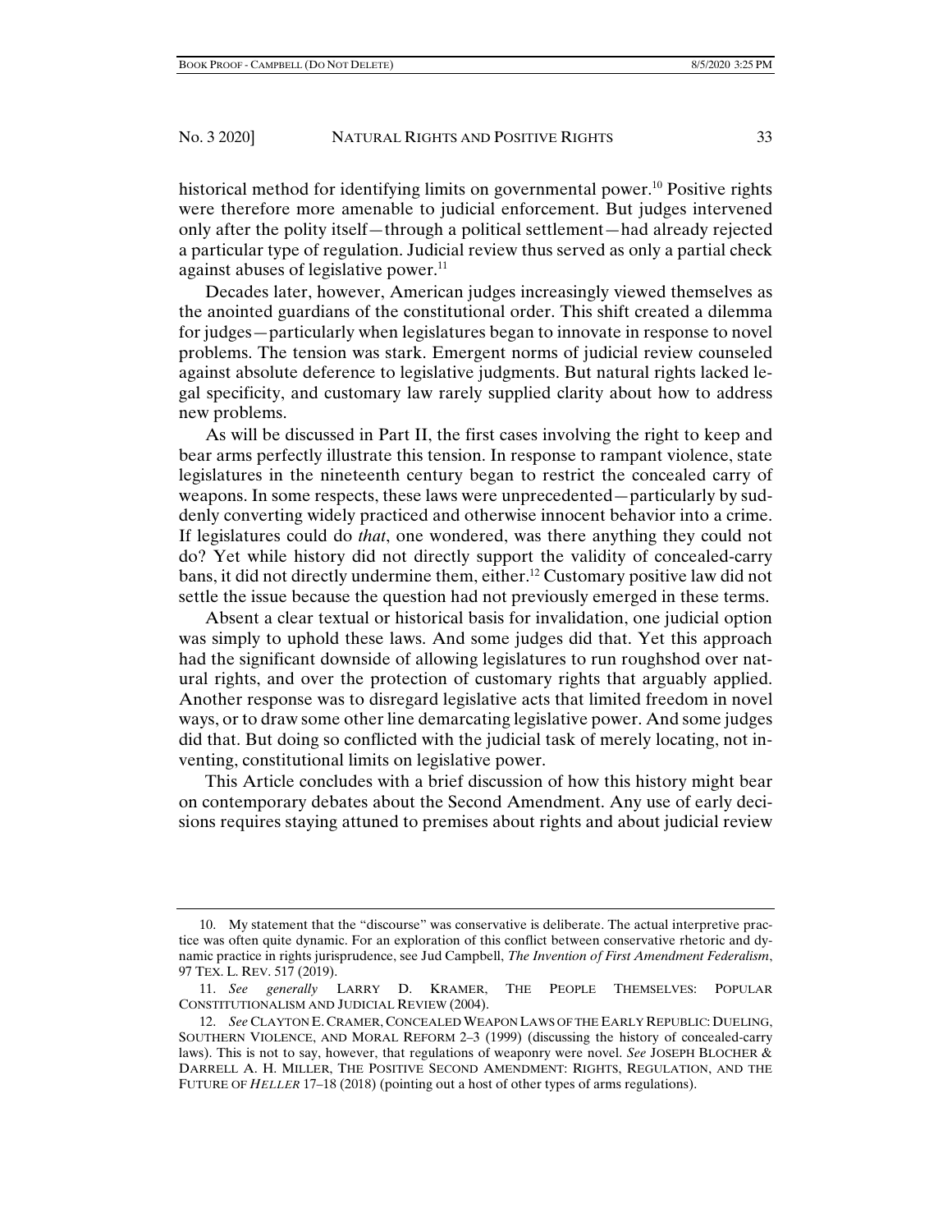historical method for identifying limits on governmental power.[10] Positive rights were therefore more amenable to judicial enforcement. But judges intervened only after the polity itself—through a political settlement—had already rejected a particular type of regulation. Judicial review thus served as only a partial check against abuses of legislative power.[11]

Decades later, however, American judges increasingly viewed themselves as the anointed guardians of the constitutional order. This shift created a dilemma for judges—particularly when legislatures began to innovate in response to novel problems. The tension was stark. Emergent norms of judicial review counseled against absolute deference to legislative judgments. But natural rights lacked legal specificity, and customary law rarely supplied clarity about how to address new problems.

As will be discussed in Part II, the first cases involving the right to keep and bear arms perfectly illustrate this tension. In response to rampant violence, state legislatures in the nineteenth century began to restrict the concealed carry of weapons. In some respects, these laws were unprecedented—particularly by suddenly converting widely practiced and otherwise innocent behavior into a crime. If legislatures could do *that*, one wondered, was there anything they could not do? Yet while history did not directly support the validity of concealed-carry bans, it did not directly undermine them, either.[12] Customary positive law did not settle the issue because the question had not previously emerged in these terms.

Absent a clear textual or historical basis for invalidation, one judicial option was simply to uphold these laws. And some judges did that. Yet this approach had the significant downside of allowing legislatures to run roughshod over natural rights, and over the protection of customary rights that arguably applied. Another response was to disregard legislative acts that limited freedom in novel ways, or to draw some other line demarcating legislative power. And some judges did that. But doing so conflicted with the judicial task of merely locating, not inventing, constitutional limits on legislative power.

This Article concludes with a brief discussion of how this history might bear on contemporary debates about the Second Amendment. Any use of early decisions requires staying attuned to premises about rights and about judicial review

---

10. My statement that the "discourse" was conservative is deliberate. The actual interpretive practice was often quite dynamic. For an exploration of this conflict between conservative rhetoric and dynamic practice in rights jurisprudence, see Jud Campbell, *The Invention of First Amendment Federalism*, 97 TEX. L. REV. 517 (2019).

11. *See generally* LARRY D. KRAMER, THE PEOPLE THEMSELVES: POPULAR CONSTITUTIONALISM AND JUDICIAL REVIEW (2004).

12. *See* CLAYTON E. CRAMER, CONCEALED WEAPON LAWS OF THE EARLY REPUBLIC: DUELING, SOUTHERN VIOLENCE, AND MORAL REFORM 2–3 (1999) (discussing the history of concealed-carry laws). This is not to say, however, that regulations of weaponry were novel. *See* JOSEPH BLOCHER & DARRELL A. H. MILLER, THE POSITIVE SECOND AMENDMENT: RIGHTS, REGULATION, AND THE FUTURE OF *HELLER* 17–18 (2018) (pointing out a host of other types of arms regulations).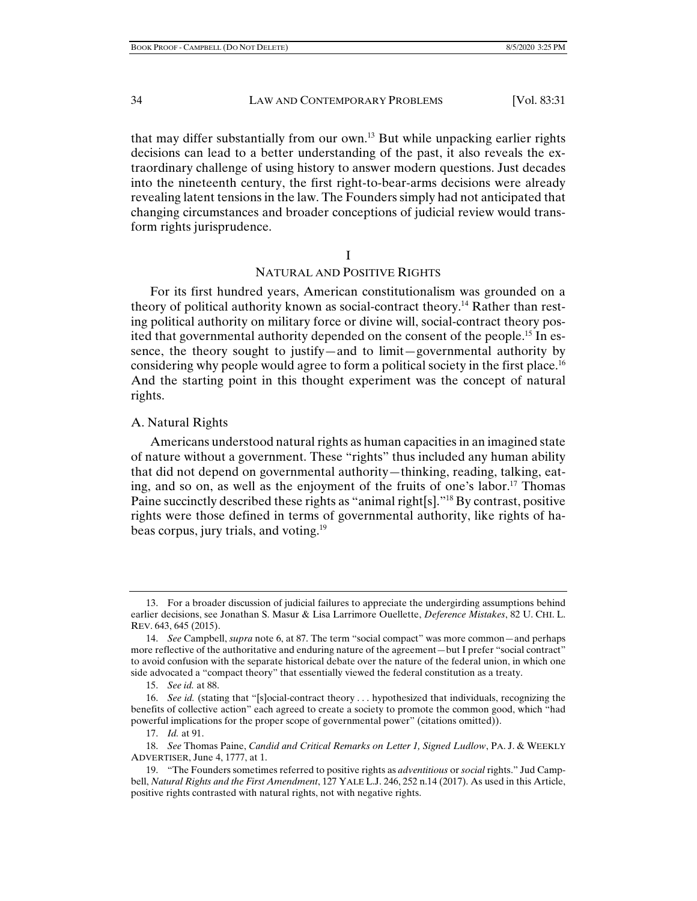that may differ substantially from our own.[13] But while unpacking earlier rights decisions can lead to a better understanding of the past, it also reveals the extraordinary challenge of using history to answer modern questions. Just decades into the nineteenth century, the first right-to-bear-arms decisions were already revealing latent tensions in the law. The Founders simply had not anticipated that changing circumstances and broader conceptions of judicial review would transform rights jurisprudence.

## I

## NATURAL AND POSITIVE RIGHTS

For its first hundred years, American constitutionalism was grounded on a theory of political authority known as social-contract theory.[14] Rather than resting political authority on military force or divine will, social-contract theory posited that governmental authority depended on the consent of the people.[15] In essence, the theory sought to justify—and to limit—governmental authority by considering why people would agree to form a political society in the first place.[16] And the starting point in this thought experiment was the concept of natural rights.

### A. Natural Rights

Americans understood natural rights as human capacities in an imagined state of nature without a government. These "rights" thus included any human ability that did not depend on governmental authority—thinking, reading, talking, eating, and so on, as well as the enjoyment of the fruits of one's labor.[17] Thomas Paine succinctly described these rights as "animal right[s]."[18] By contrast, positive rights were those defined in terms of governmental authority, like rights of habeas corpus, jury trials, and voting.[19]

---

13. For a broader discussion of judicial failures to appreciate the undergirding assumptions behind earlier decisions, see Jonathan S. Masur & Lisa Larrimore Ouellette, *Deference Mistakes*, 82 U. CHI. L. REV. 643, 645 (2015).

14. *See* Campbell, *supra* note 6, at 87. The term "social compact" was more common—and perhaps more reflective of the authoritative and enduring nature of the agreement—but I prefer "social contract" to avoid confusion with the separate historical debate over the nature of the federal union, in which one side advocated a "compact theory" that essentially viewed the federal constitution as a treaty.

15. *See id.* at 88.

16. *See id.* (stating that "[s]ocial-contract theory . . . hypothesized that individuals, recognizing the benefits of collective action" each agreed to create a society to promote the common good, which "had powerful implications for the proper scope of governmental power" (citations omitted)).

17. *Id.* at 91.

18. *See* Thomas Paine, *Candid and Critical Remarks on Letter 1, Signed Ludlow*, PA. J. & WEEKLY ADVERTISER, June 4, 1777, at 1.

19. "The Founders sometimes referred to positive rights as *adventitious* or *social* rights." Jud Campbell, *Natural Rights and the First Amendment*, 127 YALE L.J. 246, 252 n.14 (2017). As used in this Article, positive rights contrasted with natural rights, not with negative rights.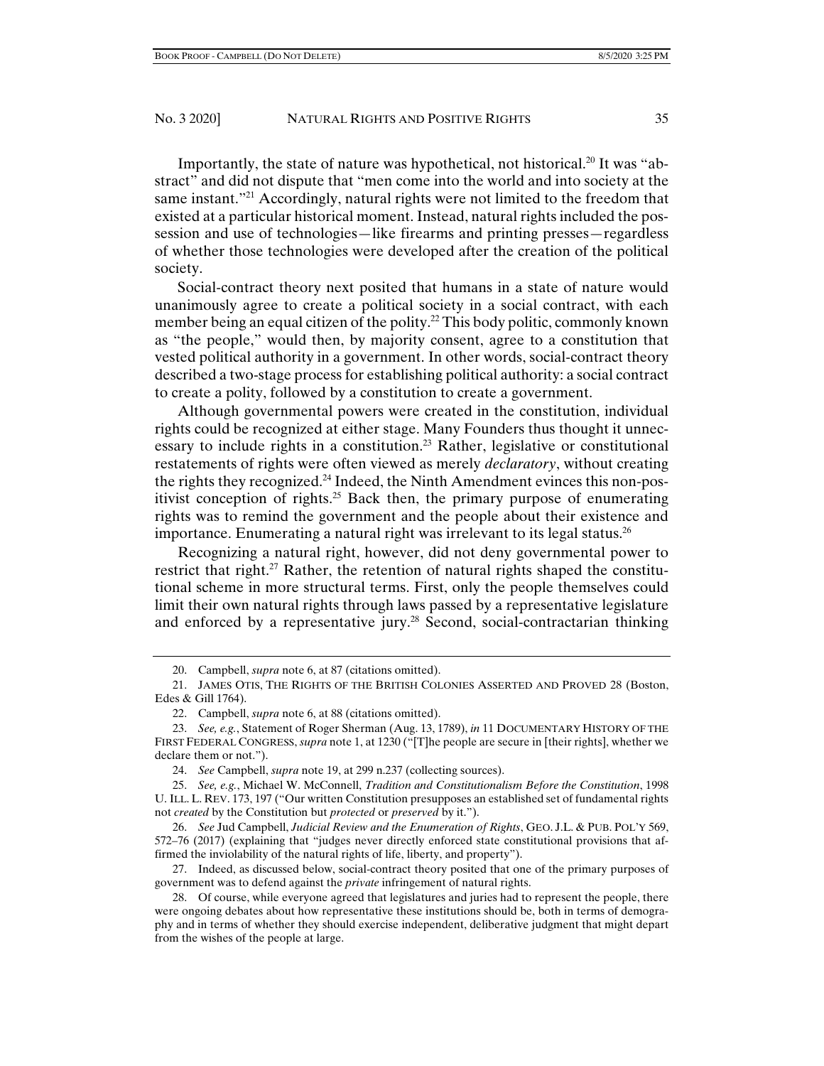Importantly, the state of nature was hypothetical, not historical.[20] It was "abstract" and did not dispute that "men come into the world and into society at the same instant."[21] Accordingly, natural rights were not limited to the freedom that existed at a particular historical moment. Instead, natural rights included the possession and use of technologies—like firearms and printing presses—regardless of whether those technologies were developed after the creation of the political society.

Social-contract theory next posited that humans in a state of nature would unanimously agree to create a political society in a social contract, with each member being an equal citizen of the polity.[22] This body politic, commonly known as "the people," would then, by majority consent, agree to a constitution that vested political authority in a government. In other words, social-contract theory described a two-stage process for establishing political authority: a social contract to create a polity, followed by a constitution to create a government.

Although governmental powers were created in the constitution, individual rights could be recognized at either stage. Many Founders thus thought it unnecessary to include rights in a constitution.[23] Rather, legislative or constitutional restatements of rights were often viewed as merely *declaratory*, without creating the rights they recognized.[24] Indeed, the Ninth Amendment evinces this non-positivist conception of rights.[25] Back then, the primary purpose of enumerating rights was to remind the government and the people about their existence and importance. Enumerating a natural right was irrelevant to its legal status.[26]

Recognizing a natural right, however, did not deny governmental power to restrict that right.[27] Rather, the retention of natural rights shaped the constitutional scheme in more structural terms. First, only the people themselves could limit their own natural rights through laws passed by a representative legislature and enforced by a representative jury.[28] Second, social-contractarian thinking

---

20. Campbell, *supra* note 6, at 87 (citations omitted).

21. JAMES OTIS, THE RIGHTS OF THE BRITISH COLONIES ASSERTED AND PROVED 28 (Boston, Edes & Gill 1764).

22. Campbell, *supra* note 6, at 88 (citations omitted).

23. *See, e.g.*, Statement of Roger Sherman (Aug. 13, 1789), *in* 11 DOCUMENTARY HISTORY OF THE FIRST FEDERAL CONGRESS, *supra* note 1, at 1230 ("[T]he people are secure in [their rights], whether we declare them or not.").

24. *See* Campbell, *supra* note 19, at 299 n.237 (collecting sources).

25. *See, e.g.*, Michael W. McConnell, *Tradition and Constitutionalism Before the Constitution*, 1998 U. ILL. L. REV. 173, 197 ("Our written Constitution presupposes an established set of fundamental rights not *created* by the Constitution but *protected* or *preserved* by it.").

26. *See* Jud Campbell, *Judicial Review and the Enumeration of Rights*, GEO. J.L. & PUB. POL'Y 569, 572–76 (2017) (explaining that "judges never directly enforced state constitutional provisions that affirmed the inviolability of the natural rights of life, liberty, and property").

27. Indeed, as discussed below, social-contract theory posited that one of the primary purposes of government was to defend against the *private* infringement of natural rights.

28. Of course, while everyone agreed that legislatures and juries had to represent the people, there were ongoing debates about how representative these institutions should be, both in terms of demography and in terms of whether they should exercise independent, deliberative judgment that might depart from the wishes of the people at large.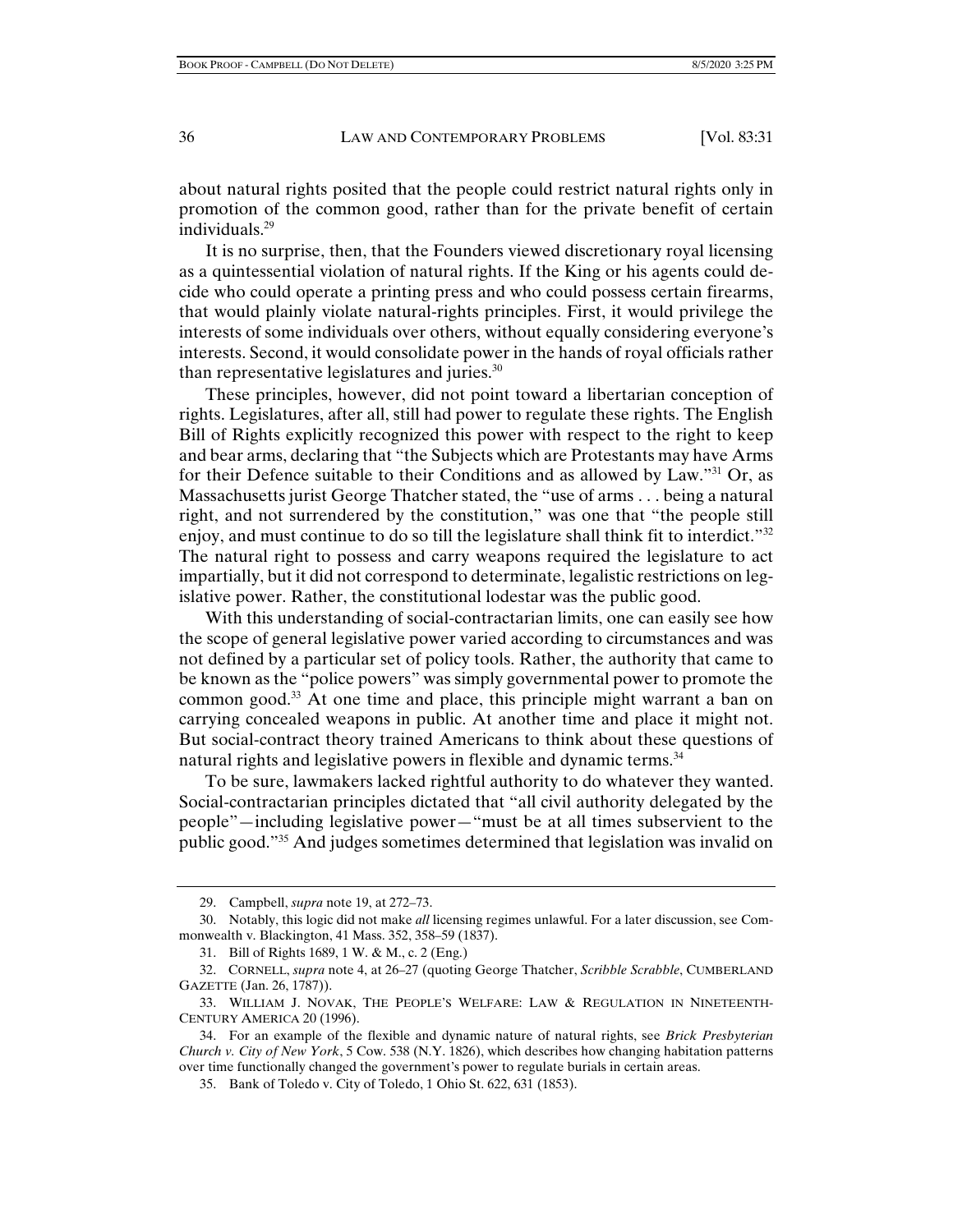about natural rights posited that the people could restrict natural rights only in promotion of the common good, rather than for the private benefit of certain individuals.[29]

It is no surprise, then, that the Founders viewed discretionary royal licensing as a quintessential violation of natural rights. If the King or his agents could decide who could operate a printing press and who could possess certain firearms, that would plainly violate natural-rights principles. First, it would privilege the interests of some individuals over others, without equally considering everyone's interests. Second, it would consolidate power in the hands of royal officials rather than representative legislatures and juries.[30]

These principles, however, did not point toward a libertarian conception of rights. Legislatures, after all, still had power to regulate these rights. The English Bill of Rights explicitly recognized this power with respect to the right to keep and bear arms, declaring that "the Subjects which are Protestants may have Arms for their Defence suitable to their Conditions and as allowed by Law."[31] Or, as Massachusetts jurist George Thatcher stated, the "use of arms . . . being a natural right, and not surrendered by the constitution," was one that "the people still enjoy, and must continue to do so till the legislature shall think fit to interdict."[32] The natural right to possess and carry weapons required the legislature to act impartially, but it did not correspond to determinate, legalistic restrictions on legislative power. Rather, the constitutional lodestar was the public good.

With this understanding of social-contractarian limits, one can easily see how the scope of general legislative power varied according to circumstances and was not defined by a particular set of policy tools. Rather, the authority that came to be known as the "police powers" was simply governmental power to promote the common good.[33] At one time and place, this principle might warrant a ban on carrying concealed weapons in public. At another time and place it might not. But social-contract theory trained Americans to think about these questions of natural rights and legislative powers in flexible and dynamic terms.[34]

To be sure, lawmakers lacked rightful authority to do whatever they wanted. Social-contractarian principles dictated that "all civil authority delegated by the people"—including legislative power—"must be at all times subservient to the public good."[35] And judges sometimes determined that legislation was invalid on

---

29. Campbell, *supra* note 19, at 272–73.

30. Notably, this logic did not make *all* licensing regimes unlawful. For a later discussion, see Commonwealth v. Blackington, 41 Mass. 352, 358–59 (1837).

31. Bill of Rights 1689, 1 W. & M., c. 2 (Eng.)

32. CORNELL, *supra* note 4, at 26–27 (quoting George Thatcher, *Scribble Scrabble*, CUMBERLAND GAZETTE (Jan. 26, 1787)).

33. WILLIAM J. NOVAK, THE PEOPLE'S WELFARE: LAW & REGULATION IN NINETEENTH-CENTURY AMERICA 20 (1996).

34. For an example of the flexible and dynamic nature of natural rights, see *Brick Presbyterian Church v. City of New York*, 5 Cow. 538 (N.Y. 1826), which describes how changing habitation patterns over time functionally changed the government's power to regulate burials in certain areas.

35. Bank of Toledo v. City of Toledo, 1 Ohio St. 622, 631 (1853).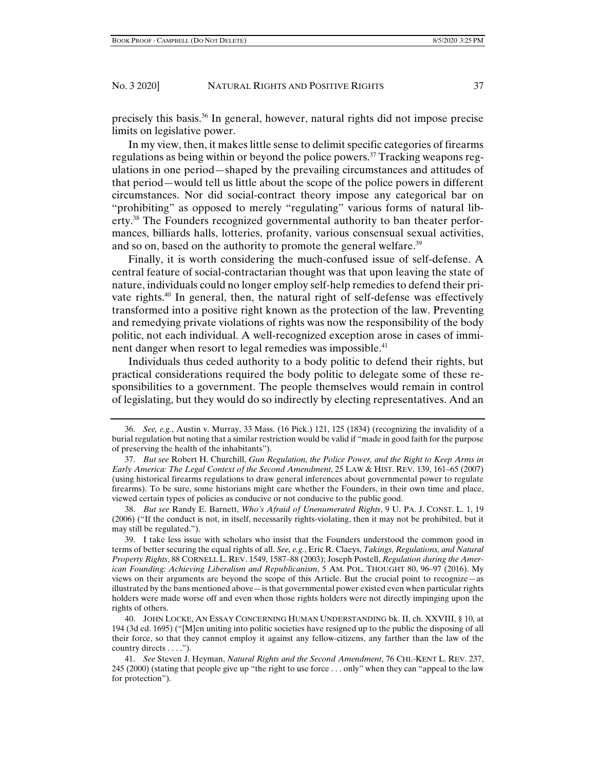precisely this basis.[36] In general, however, natural rights did not impose precise limits on legislative power.

In my view, then, it makes little sense to delimit specific categories of firearms regulations as being within or beyond the police powers.[37] Tracking weapons regulations in one period—shaped by the prevailing circumstances and attitudes of that period—would tell us little about the scope of the police powers in different circumstances. Nor did social-contract theory impose any categorical bar on "prohibiting" as opposed to merely "regulating" various forms of natural liberty.[38] The Founders recognized governmental authority to ban theater performances, billiards halls, lotteries, profanity, various consensual sexual activities, and so on, based on the authority to promote the general welfare.[39]

Finally, it is worth considering the much-confused issue of self-defense. A central feature of social-contractarian thought was that upon leaving the state of nature, individuals could no longer employ self-help remedies to defend their private rights.[40] In general, then, the natural right of self-defense was effectively transformed into a positive right known as the protection of the law. Preventing and remedying private violations of rights was now the responsibility of the body politic, not each individual. A well-recognized exception arose in cases of imminent danger when resort to legal remedies was impossible.[41]

Individuals thus ceded authority to a body politic to defend their rights, but practical considerations required the body politic to delegate some of these responsibilities to a government. The people themselves would remain in control of legislating, but they would do so indirectly by electing representatives. And an

---

36. *See, e.g.*, Austin v. Murray, 33 Mass. (16 Pick.) 121, 125 (1834) (recognizing the invalidity of a burial regulation but noting that a similar restriction would be valid if "made in good faith for the purpose of preserving the health of the inhabitants").

37. *But see* Robert H. Churchill, *Gun Regulation, the Police Power, and the Right to Keep Arms in Early America: The Legal Context of the Second Amendment*, 25 LAW & HIST. REV. 139, 161–65 (2007) (using historical firearms regulations to draw general inferences about governmental power to regulate firearms). To be sure, some historians might care whether the Founders, in their own time and place, viewed certain types of policies as conducive or not conducive to the public good.

38. *But see* Randy E. Barnett, *Who's Afraid of Unenumerated Rights*, 9 U. PA. J. CONST. L. 1, 19 (2006) ("If the conduct is not, in itself, necessarily rights-violating, then it may not be prohibited, but it may still be regulated.").

39. I take less issue with scholars who insist that the Founders understood the common good in terms of better securing the equal rights of all. *See, e.g.*, Eric R. Claeys, *Takings, Regulations, and Natural Property Rights*, 88 CORNELL L. REV. 1549, 1587–88 (2003); Joseph Postell, *Regulation during the American Founding: Achieving Liberalism and Republicanism*, 5 AM. POL. THOUGHT 80, 96–97 (2016). My views on their arguments are beyond the scope of this Article. But the crucial point to recognize—as illustrated by the bans mentioned above—is that governmental power existed even when particular rights holders were made worse off and even when those rights holders were not directly impinging upon the rights of others.

40. JOHN LOCKE, AN ESSAY CONCERNING HUMAN UNDERSTANDING bk. II, ch. XXVIII, § 10, at 194 (3d ed. 1695) ("[M]en uniting into politic societies have resigned up to the public the disposing of all their force, so that they cannot employ it against any fellow-citizens, any farther than the law of the country directs . . . .").

41. *See* Steven J. Heyman, *Natural Rights and the Second Amendment*, 76 CHI.-KENT L. REV. 237, 245 (2000) (stating that people give up "the right to use force . . . only" when they can "appeal to the law for protection").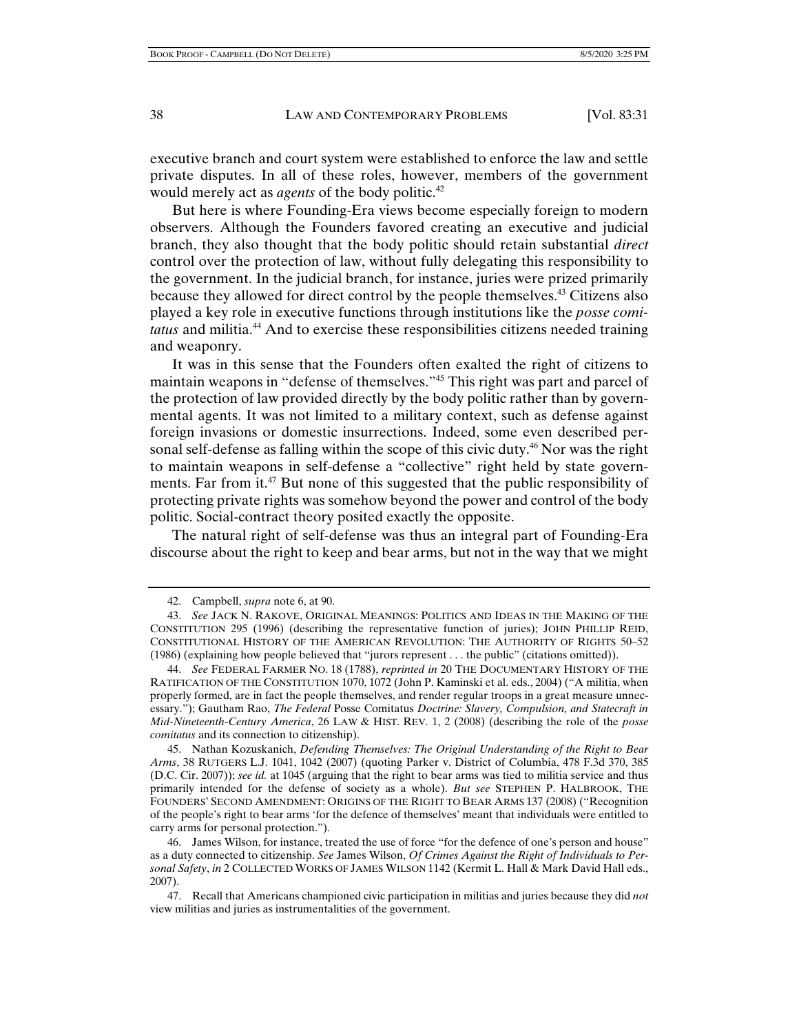executive branch and court system were established to enforce the law and settle private disputes. In all of these roles, however, members of the government would merely act as *agents* of the body politic.[42]

But here is where Founding-Era views become especially foreign to modern observers. Although the Founders favored creating an executive and judicial branch, they also thought that the body politic should retain substantial *direct* control over the protection of law, without fully delegating this responsibility to the government. In the judicial branch, for instance, juries were prized primarily because they allowed for direct control by the people themselves.[43] Citizens also played a key role in executive functions through institutions like the *posse comitatus* and militia.[44] And to exercise these responsibilities citizens needed training and weaponry.

It was in this sense that the Founders often exalted the right of citizens to maintain weapons in "defense of themselves."[45] This right was part and parcel of the protection of law provided directly by the body politic rather than by governmental agents. It was not limited to a military context, such as defense against foreign invasions or domestic insurrections. Indeed, some even described personal self-defense as falling within the scope of this civic duty.[46] Nor was the right to maintain weapons in self-defense a "collective" right held by state governments. Far from it.[47] But none of this suggested that the public responsibility of protecting private rights was somehow beyond the power and control of the body politic. Social-contract theory posited exactly the opposite.

The natural right of self-defense was thus an integral part of Founding-Era discourse about the right to keep and bear arms, but not in the way that we might

---

42. Campbell, *supra* note 6, at 90.

43. *See* JACK N. RAKOVE, ORIGINAL MEANINGS: POLITICS AND IDEAS IN THE MAKING OF THE CONSTITUTION 295 (1996) (describing the representative function of juries); JOHN PHILLIP REID, CONSTITUTIONAL HISTORY OF THE AMERICAN REVOLUTION: THE AUTHORITY OF RIGHTS 50–52 (1986) (explaining how people believed that "jurors represent . . . the public" (citations omitted)).

44. *See* FEDERAL FARMER NO. 18 (1788), *reprinted in* 20 THE DOCUMENTARY HISTORY OF THE RATIFICATION OF THE CONSTITUTION 1070, 1072 (John P. Kaminski et al. eds., 2004) ("A militia, when properly formed, are in fact the people themselves, and render regular troops in a great measure unnecessary."); Gautham Rao, *The Federal* Posse Comitatus *Doctrine: Slavery, Compulsion, and Statecraft in Mid-Nineteenth-Century America*, 26 LAW & HIST. REV. 1, 2 (2008) (describing the role of the *posse comitatus* and its connection to citizenship).

45. Nathan Kozuskanich, *Defending Themselves: The Original Understanding of the Right to Bear Arms*, 38 RUTGERS L.J. 1041, 1042 (2007) (quoting Parker v. District of Columbia, 478 F.3d 370, 385 (D.C. Cir. 2007)); *see id.* at 1045 (arguing that the right to bear arms was tied to militia service and thus primarily intended for the defense of society as a whole). *But see* STEPHEN P. HALBROOK, THE FOUNDERS' SECOND AMENDMENT: ORIGINS OF THE RIGHT TO BEAR ARMS 137 (2008) ("Recognition of the people's right to bear arms 'for the defence of themselves' meant that individuals were entitled to carry arms for personal protection.").

46. James Wilson, for instance, treated the use of force "for the defence of one's person and house" as a duty connected to citizenship. *See* James Wilson, *Of Crimes Against the Right of Individuals to Personal Safety*, *in* 2 COLLECTED WORKS OF JAMES WILSON 1142 (Kermit L. Hall & Mark David Hall eds., 2007).

47. Recall that Americans championed civic participation in militias and juries because they did *not* view militias and juries as instrumentalities of the government.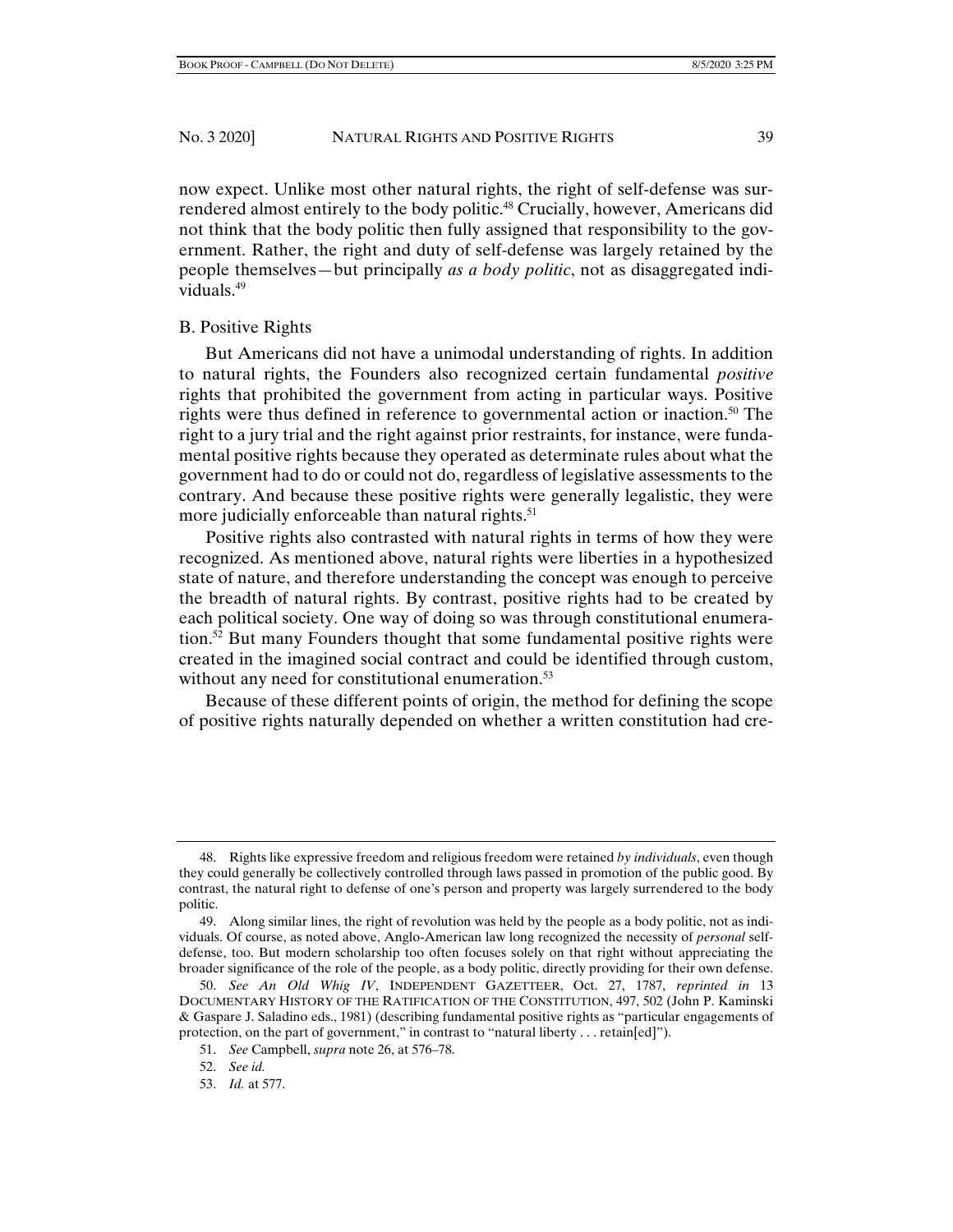now expect. Unlike most other natural rights, the right of self-defense was surrendered almost entirely to the body politic.[48] Crucially, however, Americans did not think that the body politic then fully assigned that responsibility to the government. Rather, the right and duty of self-defense was largely retained by the people themselves—but principally *as a body politic*, not as disaggregated individuals.[49]

## B. Positive Rights

But Americans did not have a unimodal understanding of rights. In addition to natural rights, the Founders also recognized certain fundamental *positive* rights that prohibited the government from acting in particular ways. Positive rights were thus defined in reference to governmental action or inaction.[50] The right to a jury trial and the right against prior restraints, for instance, were fundamental positive rights because they operated as determinate rules about what the government had to do or could not do, regardless of legislative assessments to the contrary. And because these positive rights were generally legalistic, they were more judicially enforceable than natural rights.[51]

Positive rights also contrasted with natural rights in terms of how they were recognized. As mentioned above, natural rights were liberties in a hypothesized state of nature, and therefore understanding the concept was enough to perceive the breadth of natural rights. By contrast, positive rights had to be created by each political society. One way of doing so was through constitutional enumeration.[52] But many Founders thought that some fundamental positive rights were created in the imagined social contract and could be identified through custom, without any need for constitutional enumeration.[53]

Because of these different points of origin, the method for defining the scope of positive rights naturally depended on whether a written constitution had cre-

---

48. Rights like expressive freedom and religious freedom were retained *by individuals*, even though they could generally be collectively controlled through laws passed in promotion of the public good. By contrast, the natural right to defense of one's person and property was largely surrendered to the body politic.

49. Along similar lines, the right of revolution was held by the people as a body politic, not as individuals. Of course, as noted above, Anglo-American law long recognized the necessity of *personal* self-defense, too. But modern scholarship too often focuses solely on that right without appreciating the broader significance of the role of the people, as a body politic, directly providing for their own defense.

50. *See An Old Whig IV*, INDEPENDENT GAZETTEER, Oct. 27, 1787, *reprinted in* 13 DOCUMENTARY HISTORY OF THE RATIFICATION OF THE CONSTITUTION, 497, 502 (John P. Kaminski & Gaspare J. Saladino eds., 1981) (describing fundamental positive rights as "particular engagements of protection, on the part of government," in contrast to "natural liberty . . . retain[ed]").

51. *See* Campbell, *supra* note 26, at 576–78.

52. *See id.*

53. *Id.* at 577.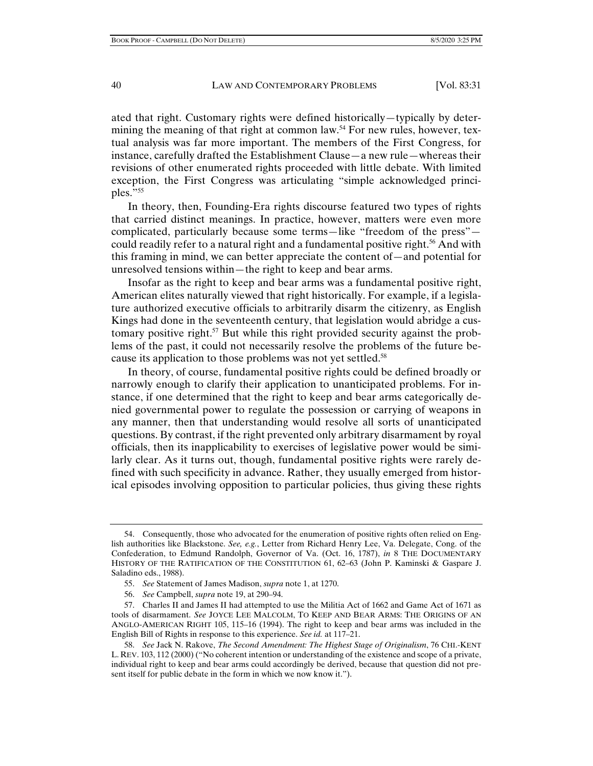ated that right. Customary rights were defined historically—typically by determining the meaning of that right at common law.[54] For new rules, however, textual analysis was far more important. The members of the First Congress, for instance, carefully drafted the Establishment Clause—a new rule—whereas their revisions of other enumerated rights proceeded with little debate. With limited exception, the First Congress was articulating "simple acknowledged principles."[55]

In theory, then, Founding-Era rights discourse featured two types of rights that carried distinct meanings. In practice, however, matters were even more complicated, particularly because some terms—like "freedom of the press"—could readily refer to a natural right and a fundamental positive right.[56] And with this framing in mind, we can better appreciate the content of—and potential for unresolved tensions within—the right to keep and bear arms.

Insofar as the right to keep and bear arms was a fundamental positive right, American elites naturally viewed that right historically. For example, if a legislature authorized executive officials to arbitrarily disarm the citizenry, as English Kings had done in the seventeenth century, that legislation would abridge a customary positive right.[57] But while this right provided security against the problems of the past, it could not necessarily resolve the problems of the future because its application to those problems was not yet settled.[58]

In theory, of course, fundamental positive rights could be defined broadly or narrowly enough to clarify their application to unanticipated problems. For instance, if one determined that the right to keep and bear arms categorically denied governmental power to regulate the possession or carrying of weapons in any manner, then that understanding would resolve all sorts of unanticipated questions. By contrast, if the right prevented only arbitrary disarmament by royal officials, then its inapplicability to exercises of legislative power would be similarly clear. As it turns out, though, fundamental positive rights were rarely defined with such specificity in advance. Rather, they usually emerged from historical episodes involving opposition to particular policies, thus giving these rights

---

54. Consequently, those who advocated for the enumeration of positive rights often relied on English authorities like Blackstone. *See, e.g.*, Letter from Richard Henry Lee, Va. Delegate, Cong. of the Confederation, to Edmund Randolph, Governor of Va. (Oct. 16, 1787), *in* 8 THE DOCUMENTARY HISTORY OF THE RATIFICATION OF THE CONSTITUTION 61, 62–63 (John P. Kaminski & Gaspare J. Saladino eds., 1988).

55. *See* Statement of James Madison, *supra* note 1, at 1270.

56. *See* Campbell, *supra* note 19, at 290–94.

57. Charles II and James II had attempted to use the Militia Act of 1662 and Game Act of 1671 as tools of disarmament. *See* JOYCE LEE MALCOLM, TO KEEP AND BEAR ARMS: THE ORIGINS OF AN ANGLO-AMERICAN RIGHT 105, 115–16 (1994). The right to keep and bear arms was included in the English Bill of Rights in response to this experience. *See id.* at 117–21.

58. *See* Jack N. Rakove, *The Second Amendment: The Highest Stage of Originalism*, 76 CHI.-KENT L. REV. 103, 112 (2000) ("No coherent intention or understanding of the existence and scope of a private, individual right to keep and bear arms could accordingly be derived, because that question did not present itself for public debate in the form in which we now know it.").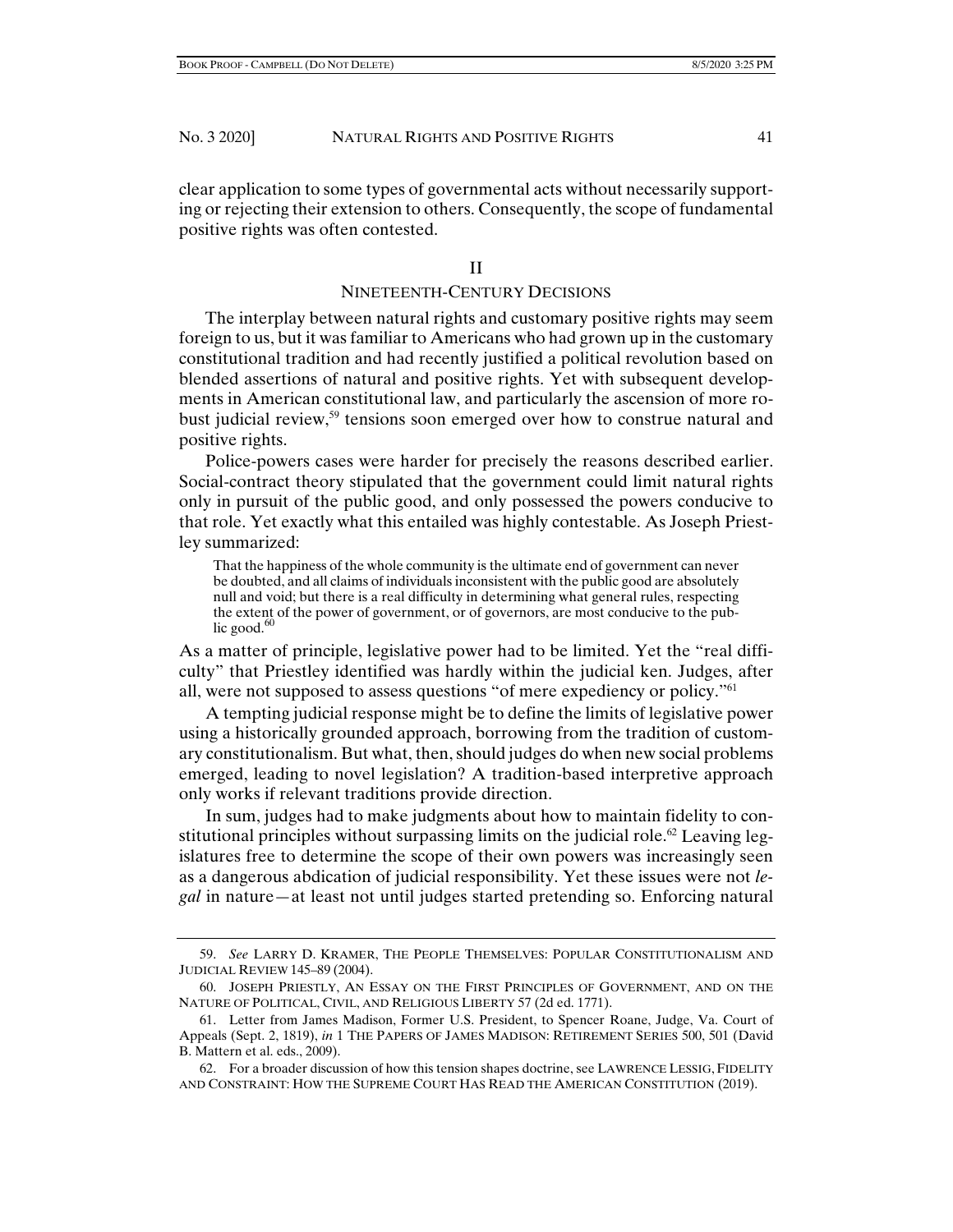clear application to some types of governmental acts without necessarily supporting or rejecting their extension to others. Consequently, the scope of fundamental positive rights was often contested.

## II

## NINETEENTH-CENTURY DECISIONS

The interplay between natural rights and customary positive rights may seem foreign to us, but it was familiar to Americans who had grown up in the customary constitutional tradition and had recently justified a political revolution based on blended assertions of natural and positive rights. Yet with subsequent developments in American constitutional law, and particularly the ascension of more robust judicial review,[59] tensions soon emerged over how to construe natural and positive rights.

Police-powers cases were harder for precisely the reasons described earlier. Social-contract theory stipulated that the government could limit natural rights only in pursuit of the public good, and only possessed the powers conducive to that role. Yet exactly what this entailed was highly contestable. As Joseph Priestley summarized:

> That the happiness of the whole community is the ultimate end of government can never be doubted, and all claims of individuals inconsistent with the public good are absolutely null and void; but there is a real difficulty in determining what general rules, respecting the extent of the power of government, or of governors, are most conducive to the public good.[60]

As a matter of principle, legislative power had to be limited. Yet the "real difficulty" that Priestley identified was hardly within the judicial ken. Judges, after all, were not supposed to assess questions "of mere expediency or policy."[61]

A tempting judicial response might be to define the limits of legislative power using a historically grounded approach, borrowing from the tradition of customary constitutionalism. But what, then, should judges do when new social problems emerged, leading to novel legislation? A tradition-based interpretive approach only works if relevant traditions provide direction.

In sum, judges had to make judgments about how to maintain fidelity to constitutional principles without surpassing limits on the judicial role.[62] Leaving legislatures free to determine the scope of their own powers was increasingly seen as a dangerous abdication of judicial responsibility. Yet these issues were not *legal* in nature—at least not until judges started pretending so. Enforcing natural

---

59. *See* LARRY D. KRAMER, THE PEOPLE THEMSELVES: POPULAR CONSTITUTIONALISM AND JUDICIAL REVIEW 145–89 (2004).

60. JOSEPH PRIESTLY, AN ESSAY ON THE FIRST PRINCIPLES OF GOVERNMENT, AND ON THE NATURE OF POLITICAL, CIVIL, AND RELIGIOUS LIBERTY 57 (2d ed. 1771).

61. Letter from James Madison, Former U.S. President, to Spencer Roane, Judge, Va. Court of Appeals (Sept. 2, 1819), *in* 1 THE PAPERS OF JAMES MADISON: RETIREMENT SERIES 500, 501 (David B. Mattern et al. eds., 2009).

62. For a broader discussion of how this tension shapes doctrine, see LAWRENCE LESSIG, FIDELITY AND CONSTRAINT: HOW THE SUPREME COURT HAS READ THE AMERICAN CONSTITUTION (2019).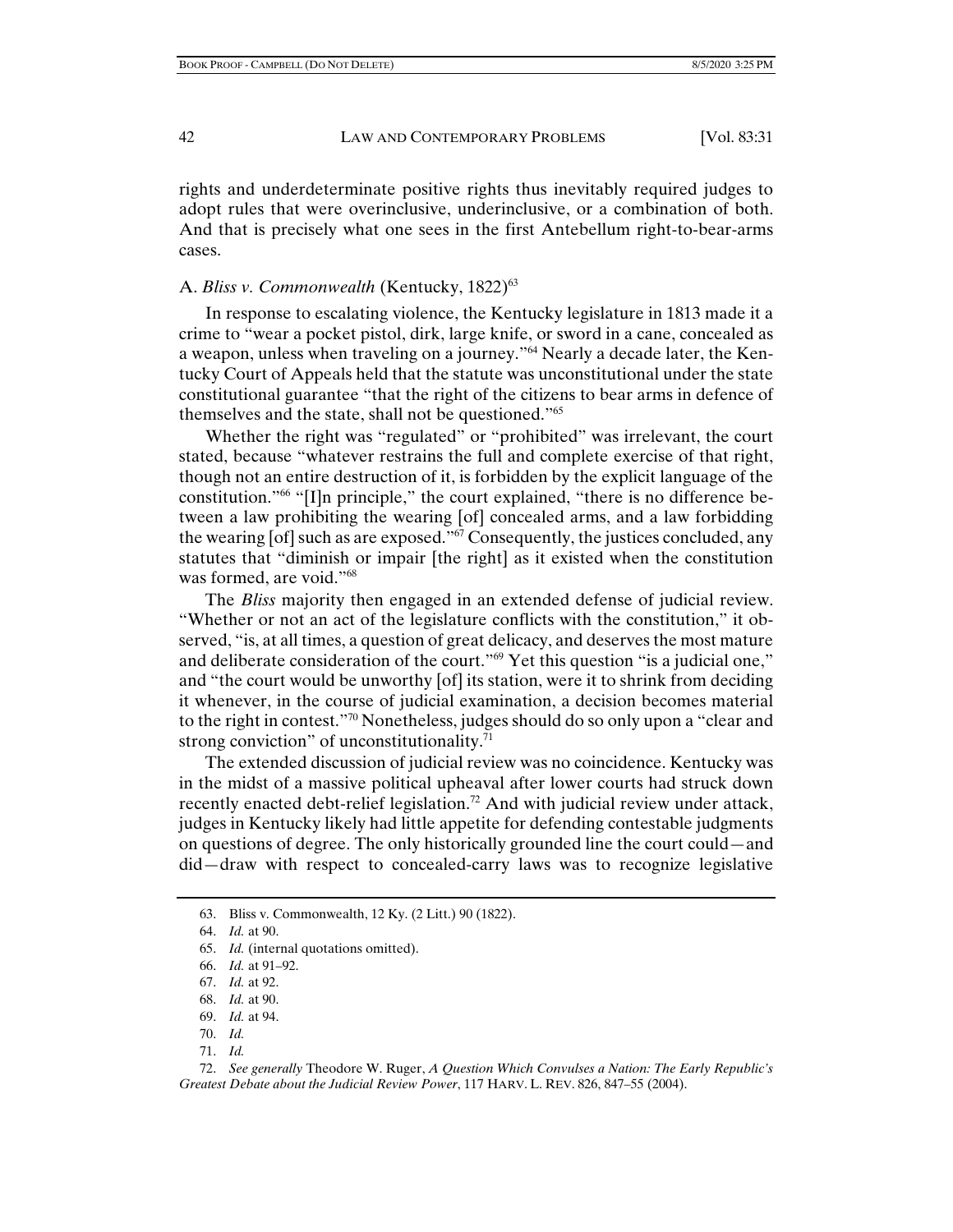rights and underdeterminate positive rights thus inevitably required judges to adopt rules that were overinclusive, underinclusive, or a combination of both. And that is precisely what one sees in the first Antebellum right-to-bear-arms cases.

### A. *Bliss v. Commonwealth* (Kentucky, 1822)[63]

In response to escalating violence, the Kentucky legislature in 1813 made it a crime to "wear a pocket pistol, dirk, large knife, or sword in a cane, concealed as a weapon, unless when traveling on a journey."[64] Nearly a decade later, the Kentucky Court of Appeals held that the statute was unconstitutional under the state constitutional guarantee "that the right of the citizens to bear arms in defence of themselves and the state, shall not be questioned."[65]

Whether the right was "regulated" or "prohibited" was irrelevant, the court stated, because "whatever restrains the full and complete exercise of that right, though not an entire destruction of it, is forbidden by the explicit language of the constitution."[66] "[I]n principle," the court explained, "there is no difference between a law prohibiting the wearing [of] concealed arms, and a law forbidding the wearing [of] such as are exposed."[67] Consequently, the justices concluded, any statutes that "diminish or impair [the right] as it existed when the constitution was formed, are void."[68]

The *Bliss* majority then engaged in an extended defense of judicial review. "Whether or not an act of the legislature conflicts with the constitution," it observed, "is, at all times, a question of great delicacy, and deserves the most mature and deliberate consideration of the court."[69] Yet this question "is a judicial one," and "the court would be unworthy [of] its station, were it to shrink from deciding it whenever, in the course of judicial examination, a decision becomes material to the right in contest."[70] Nonetheless, judges should do so only upon a "clear and strong conviction" of unconstitutionality.[71]

The extended discussion of judicial review was no coincidence. Kentucky was in the midst of a massive political upheaval after lower courts had struck down recently enacted debt-relief legislation.[72] And with judicial review under attack, judges in Kentucky likely had little appetite for defending contestable judgments on questions of degree. The only historically grounded line the court could—and did—draw with respect to concealed-carry laws was to recognize legislative

---

63. Bliss v. Commonwealth, 12 Ky. (2 Litt.) 90 (1822).

64. *Id.* at 90.

65. *Id.* (internal quotations omitted).

66. *Id.* at 91–92.

67. *Id.* at 92.

68. *Id.* at 90.

69. *Id.* at 94.

70. *Id.*

71. *Id.*

72. *See generally* Theodore W. Ruger, *A Question Which Convulses a Nation: The Early Republic's Greatest Debate about the Judicial Review Power*, 117 HARV. L. REV. 826, 847–55 (2004).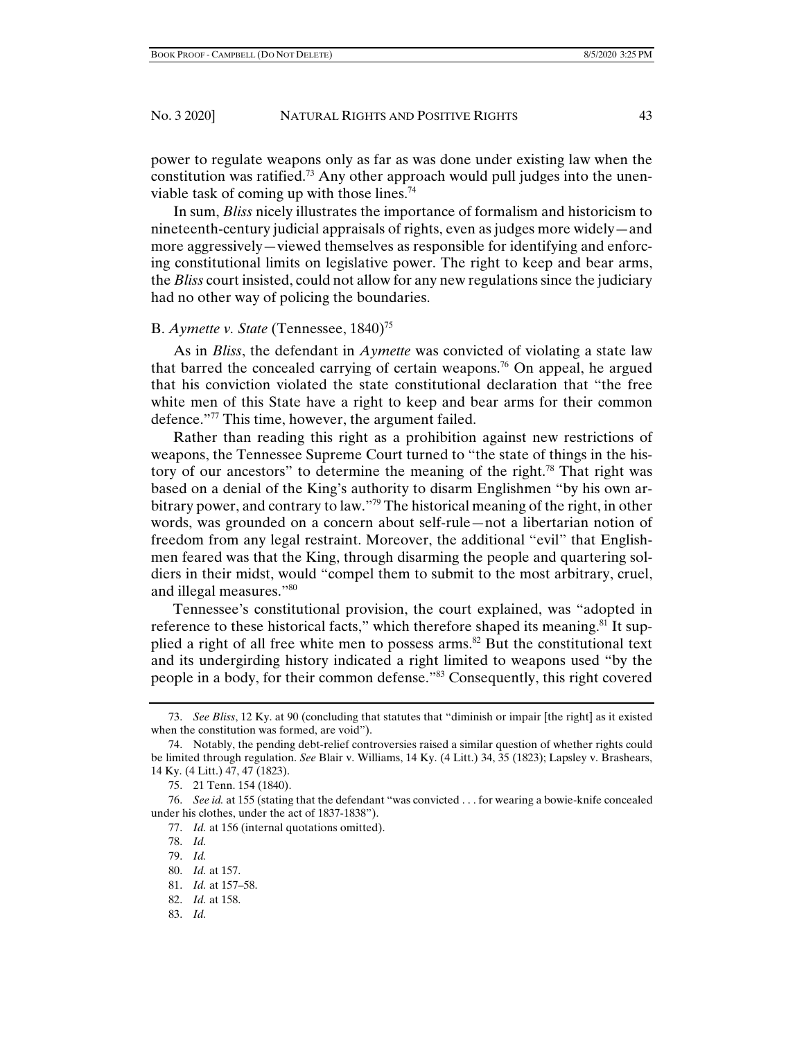power to regulate weapons only as far as was done under existing law when the constitution was ratified.[73] Any other approach would pull judges into the unenviable task of coming up with those lines.[74]

In sum, *Bliss* nicely illustrates the importance of formalism and historicism to nineteenth-century judicial appraisals of rights, even as judges more widely—and more aggressively—viewed themselves as responsible for identifying and enforcing constitutional limits on legislative power. The right to keep and bear arms, the *Bliss* court insisted, could not allow for any new regulations since the judiciary had no other way of policing the boundaries.

### B. *Aymette v. State* (Tennessee, 1840)[75]

As in *Bliss*, the defendant in *Aymette* was convicted of violating a state law that barred the concealed carrying of certain weapons.[76] On appeal, he argued that his conviction violated the state constitutional declaration that "the free white men of this State have a right to keep and bear arms for their common defence."[77] This time, however, the argument failed.

Rather than reading this right as a prohibition against new restrictions of weapons, the Tennessee Supreme Court turned to "the state of things in the history of our ancestors" to determine the meaning of the right.[78] That right was based on a denial of the King's authority to disarm Englishmen "by his own arbitrary power, and contrary to law."[79] The historical meaning of the right, in other words, was grounded on a concern about self-rule—not a libertarian notion of freedom from any legal restraint. Moreover, the additional "evil" that Englishmen feared was that the King, through disarming the people and quartering soldiers in their midst, would "compel them to submit to the most arbitrary, cruel, and illegal measures."[80]

Tennessee's constitutional provision, the court explained, was "adopted in reference to these historical facts," which therefore shaped its meaning.[81] It supplied a right of all free white men to possess arms.[82] But the constitutional text and its undergirding history indicated a right limited to weapons used "by the people in a body, for their common defense."[83] Consequently, this right covered

---

73. *See Bliss*, 12 Ky. at 90 (concluding that statutes that "diminish or impair [the right] as it existed when the constitution was formed, are void").

74. Notably, the pending debt-relief controversies raised a similar question of whether rights could be limited through regulation. *See* Blair v. Williams, 14 Ky. (4 Litt.) 34, 35 (1823); Lapsley v. Brashears, 14 Ky. (4 Litt.) 47, 47 (1823).

75. 21 Tenn. 154 (1840).

76. *See id.* at 155 (stating that the defendant "was convicted . . . for wearing a bowie-knife concealed under his clothes, under the act of 1837-1838").

77. *Id.* at 156 (internal quotations omitted).

78. *Id.*

79. *Id.*

80. *Id.* at 157.

81. *Id.* at 157–58.

82. *Id.* at 158.

83. *Id.*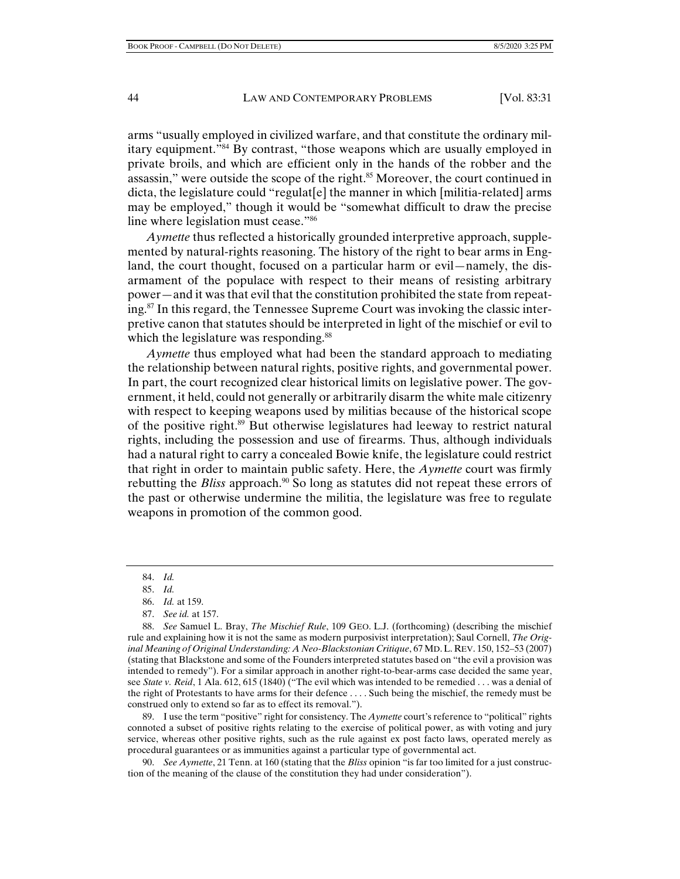arms "usually employed in civilized warfare, and that constitute the ordinary military equipment."[84] By contrast, "those weapons which are usually employed in private broils, and which are efficient only in the hands of the robber and the assassin," were outside the scope of the right.[85] Moreover, the court continued in dicta, the legislature could "regulat[e] the manner in which [militia-related] arms may be employed," though it would be "somewhat difficult to draw the precise line where legislation must cease."[86]

*Aymette* thus reflected a historically grounded interpretive approach, supplemented by natural-rights reasoning. The history of the right to bear arms in England, the court thought, focused on a particular harm or evil—namely, the disarmament of the populace with respect to their means of resisting arbitrary power—and it was that evil that the constitution prohibited the state from repeating.[87] In this regard, the Tennessee Supreme Court was invoking the classic interpretive canon that statutes should be interpreted in light of the mischief or evil to which the legislature was responding.[88]

*Aymette* thus employed what had been the standard approach to mediating the relationship between natural rights, positive rights, and governmental power. In part, the court recognized clear historical limits on legislative power. The government, it held, could not generally or arbitrarily disarm the white male citizenry with respect to keeping weapons used by militias because of the historical scope of the positive right.[89] But otherwise legislatures had leeway to restrict natural rights, including the possession and use of firearms. Thus, although individuals had a natural right to carry a concealed Bowie knife, the legislature could restrict that right in order to maintain public safety. Here, the *Aymette* court was firmly rebutting the *Bliss* approach.[90] So long as statutes did not repeat these errors of the past or otherwise undermine the militia, the legislature was free to regulate weapons in promotion of the common good.

---

84. *Id.*

85. *Id.*

86. *Id.* at 159.

87. *See id.* at 157.

88. *See* Samuel L. Bray, *The Mischief Rule*, 109 GEO. L.J. (forthcoming) (describing the mischief rule and explaining how it is not the same as modern purposivist interpretation); Saul Cornell, *The Original Meaning of Original Understanding: A Neo-Blackstonian Critique*, 67 MD. L. REV. 150, 152–53 (2007) (stating that Blackstone and some of the Founders interpreted statutes based on "the evil a provision was intended to remedy"). For a similar approach in another right-to-bear-arms case decided the same year, see *State v. Reid*, 1 Ala. 612, 615 (1840) ("The evil which was intended to be remedied . . . was a denial of the right of Protestants to have arms for their defence . . . . Such being the mischief, the remedy must be construed only to extend so far as to effect its removal.").

89. I use the term "positive" right for consistency. The *Aymette* court's reference to "political" rights connoted a subset of positive rights relating to the exercise of political power, as with voting and jury service, whereas other positive rights, such as the rule against ex post facto laws, operated merely as procedural guarantees or as immunities against a particular type of governmental act.

90. *See Aymette*, 21 Tenn. at 160 (stating that the *Bliss* opinion "is far too limited for a just construction of the meaning of the clause of the constitution they had under consideration").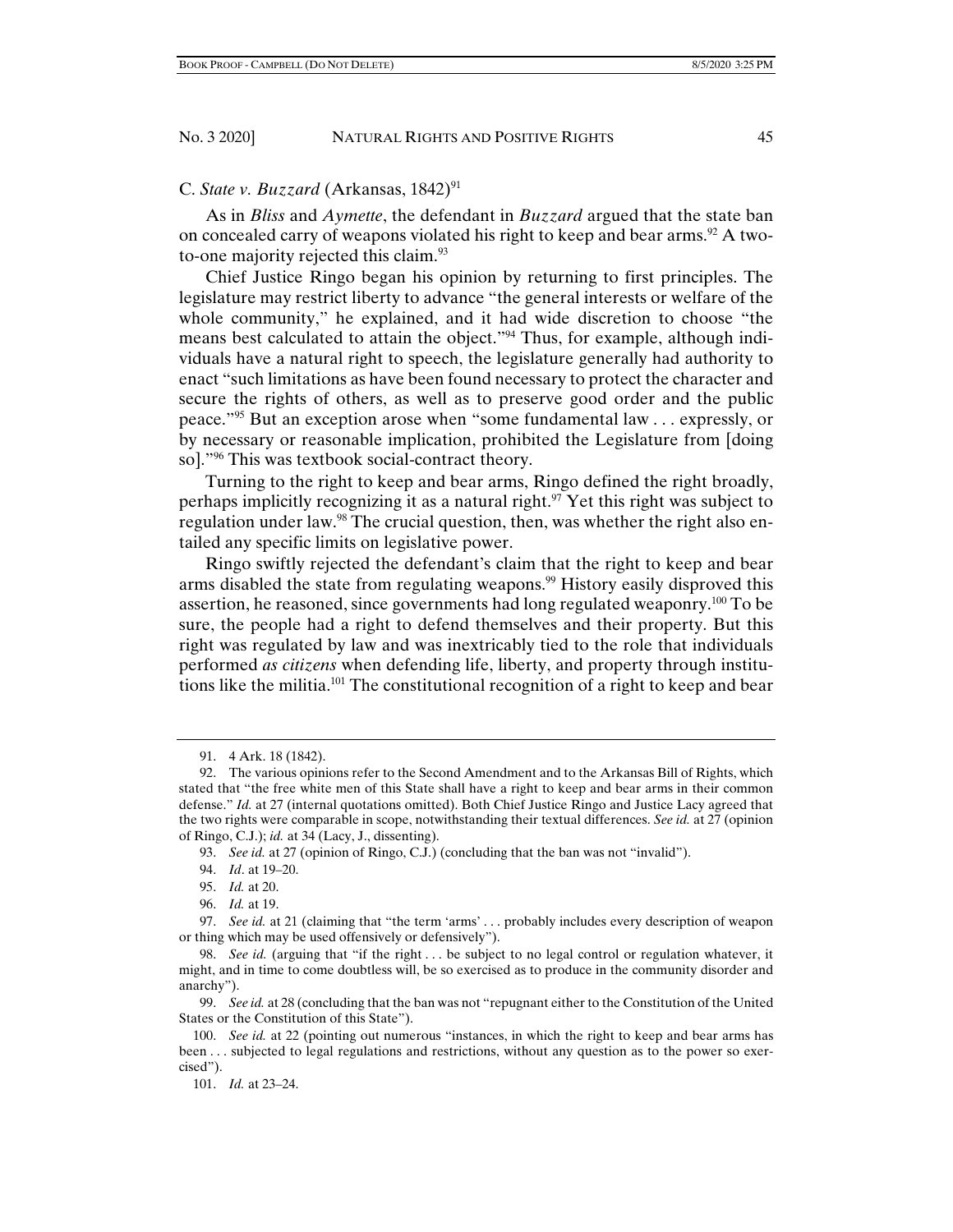### C. *State v. Buzzard* (Arkansas, 1842)[91]

As in *Bliss* and *Aymette*, the defendant in *Buzzard* argued that the state ban on concealed carry of weapons violated his right to keep and bear arms.[92] A two-to-one majority rejected this claim.[93]

Chief Justice Ringo began his opinion by returning to first principles. The legislature may restrict liberty to advance "the general interests or welfare of the whole community," he explained, and it had wide discretion to choose "the means best calculated to attain the object."[94] Thus, for example, although individuals have a natural right to speech, the legislature generally had authority to enact "such limitations as have been found necessary to protect the character and secure the rights of others, as well as to preserve good order and the public peace."[95] But an exception arose when "some fundamental law . . . expressly, or by necessary or reasonable implication, prohibited the Legislature from [doing so]."[96] This was textbook social-contract theory.

Turning to the right to keep and bear arms, Ringo defined the right broadly, perhaps implicitly recognizing it as a natural right.[97] Yet this right was subject to regulation under law.[98] The crucial question, then, was whether the right also entailed any specific limits on legislative power.

Ringo swiftly rejected the defendant's claim that the right to keep and bear arms disabled the state from regulating weapons.[99] History easily disproved this assertion, he reasoned, since governments had long regulated weaponry.[100] To be sure, the people had a right to defend themselves and their property. But this right was regulated by law and was inextricably tied to the role that individuals performed *as citizens* when defending life, liberty, and property through institutions like the militia.[101] The constitutional recognition of a right to keep and bear

---

91. 4 Ark. 18 (1842).

92. The various opinions refer to the Second Amendment and to the Arkansas Bill of Rights, which stated that "the free white men of this State shall have a right to keep and bear arms in their common defense." *Id.* at 27 (internal quotations omitted). Both Chief Justice Ringo and Justice Lacy agreed that the two rights were comparable in scope, notwithstanding their textual differences. *See id.* at 27 (opinion of Ringo, C.J.); *id.* at 34 (Lacy, J., dissenting).

93. *See id.* at 27 (opinion of Ringo, C.J.) (concluding that the ban was not "invalid").

94. *Id*. at 19–20.

95. *Id.* at 20.

96. *Id.* at 19.

97. *See id.* at 21 (claiming that "the term 'arms' . . . probably includes every description of weapon or thing which may be used offensively or defensively").

98. *See id.* (arguing that "if the right . . . be subject to no legal control or regulation whatever, it might, and in time to come doubtless will, be so exercised as to produce in the community disorder and anarchy").

99. *See id.* at 28 (concluding that the ban was not "repugnant either to the Constitution of the United States or the Constitution of this State").

100. *See id.* at 22 (pointing out numerous "instances, in which the right to keep and bear arms has been . . . subjected to legal regulations and restrictions, without any question as to the power so exercised").

101. *Id.* at 23–24.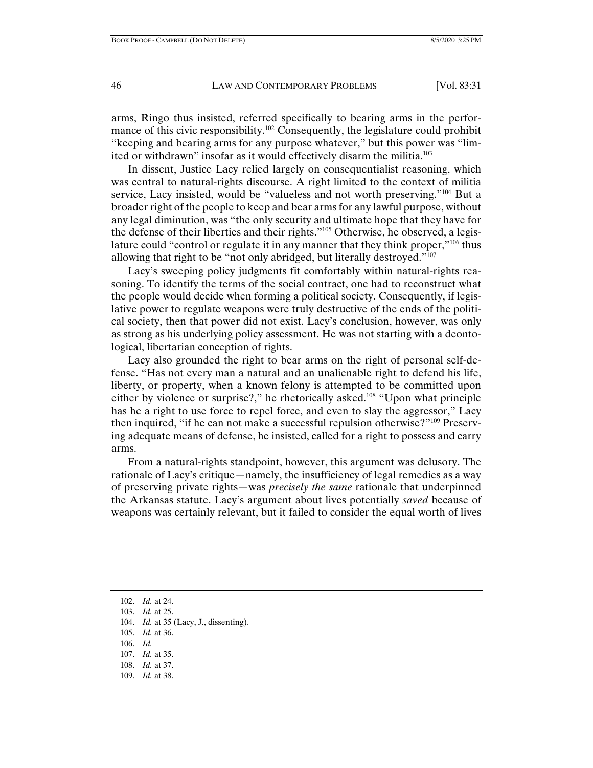arms, Ringo thus insisted, referred specifically to bearing arms in the performance of this civic responsibility.[102] Consequently, the legislature could prohibit "keeping and bearing arms for any purpose whatever," but this power was "limited or withdrawn" insofar as it would effectively disarm the militia.[103]

In dissent, Justice Lacy relied largely on consequentialist reasoning, which was central to natural-rights discourse. A right limited to the context of militia service, Lacy insisted, would be "valueless and not worth preserving."[104] But a broader right of the people to keep and bear arms for any lawful purpose, without any legal diminution, was "the only security and ultimate hope that they have for the defense of their liberties and their rights."[105] Otherwise, he observed, a legislature could "control or regulate it in any manner that they think proper,"[106] thus allowing that right to be "not only abridged, but literally destroyed."[107]

Lacy's sweeping policy judgments fit comfortably within natural-rights reasoning. To identify the terms of the social contract, one had to reconstruct what the people would decide when forming a political society. Consequently, if legislative power to regulate weapons were truly destructive of the ends of the political society, then that power did not exist. Lacy's conclusion, however, was only as strong as his underlying policy assessment. He was not starting with a deontological, libertarian conception of rights.

Lacy also grounded the right to bear arms on the right of personal self-defense. "Has not every man a natural and an unalienable right to defend his life, liberty, or property, when a known felony is attempted to be committed upon either by violence or surprise?," he rhetorically asked.[108] "Upon what principle has he a right to use force to repel force, and even to slay the aggressor," Lacy then inquired, "if he can not make a successful repulsion otherwise?"[109] Preserving adequate means of defense, he insisted, called for a right to possess and carry arms.

From a natural-rights standpoint, however, this argument was delusory. The rationale of Lacy's critique—namely, the insufficiency of legal remedies as a way of preserving private rights—was *precisely the same* rationale that underpinned the Arkansas statute. Lacy's argument about lives potentially *saved* because of weapons was certainly relevant, but it failed to consider the equal worth of lives

102. *Id.* at 24.

103. *Id.* at 25.

104. *Id.* at 35 (Lacy, J., dissenting).

105. *Id.* at 36.

106. *Id.*

107. *Id.* at 35.

108. *Id.* at 37.

109. *Id.* at 38.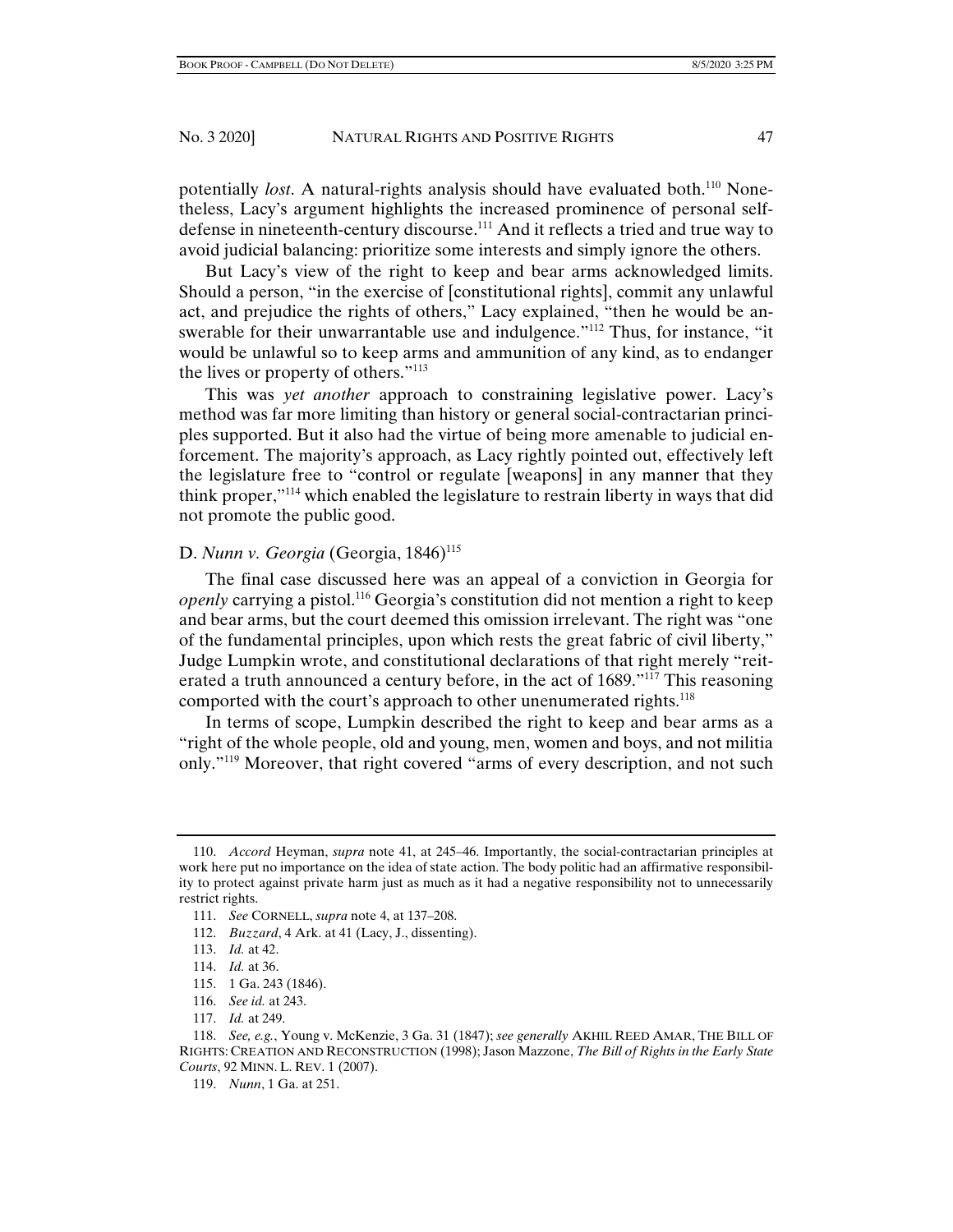potentially *lost*. A natural-rights analysis should have evaluated both.[110] Nonetheless, Lacy's argument highlights the increased prominence of personal self-defense in nineteenth-century discourse.[111] And it reflects a tried and true way to avoid judicial balancing: prioritize some interests and simply ignore the others.

But Lacy's view of the right to keep and bear arms acknowledged limits. Should a person, "in the exercise of [constitutional rights], commit any unlawful act, and prejudice the rights of others," Lacy explained, "then he would be answerable for their unwarrantable use and indulgence."[112] Thus, for instance, "it would be unlawful so to keep arms and ammunition of any kind, as to endanger the lives or property of others."[113]

This was *yet another* approach to constraining legislative power. Lacy's method was far more limiting than history or general social-contractarian principles supported. But it also had the virtue of being more amenable to judicial enforcement. The majority's approach, as Lacy rightly pointed out, effectively left the legislature free to "control or regulate [weapons] in any manner that they think proper,"[114] which enabled the legislature to restrain liberty in ways that did not promote the public good.

### D. *Nunn v. Georgia* (Georgia, 1846)[115]

The final case discussed here was an appeal of a conviction in Georgia for *openly* carrying a pistol.[116] Georgia's constitution did not mention a right to keep and bear arms, but the court deemed this omission irrelevant. The right was "one of the fundamental principles, upon which rests the great fabric of civil liberty," Judge Lumpkin wrote, and constitutional declarations of that right merely "reiterated a truth announced a century before, in the act of 1689."[117] This reasoning comported with the court's approach to other unenumerated rights.[118]

In terms of scope, Lumpkin described the right to keep and bear arms as a "right of the whole people, old and young, men, women and boys, and not militia only."[119] Moreover, that right covered "arms of every description, and not such

---

110. *Accord* Heyman, *supra* note 41, at 245–46. Importantly, the social-contractarian principles at work here put no importance on the idea of state action. The body politic had an affirmative responsibility to protect against private harm just as much as it had a negative responsibility not to unnecessarily restrict rights.

111. *See* CORNELL, *supra* note 4, at 137–208.

112. *Buzzard*, 4 Ark. at 41 (Lacy, J., dissenting).

113. *Id.* at 42.

114. *Id.* at 36.

115. 1 Ga. 243 (1846).

116. *See id.* at 243.

117. *Id.* at 249.

118. *See, e.g.*, Young v. McKenzie, 3 Ga. 31 (1847); *see generally* AKHIL REED AMAR, THE BILL OF RIGHTS: CREATION AND RECONSTRUCTION (1998); Jason Mazzone, *The Bill of Rights in the Early State Courts*, 92 MINN. L. REV. 1 (2007).

119. *Nunn*, 1 Ga. at 251.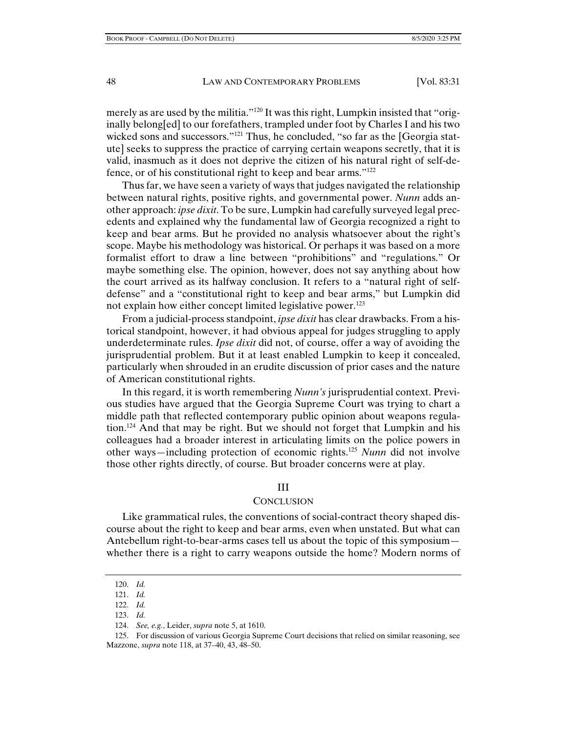merely as are used by the militia."[120] It was this right, Lumpkin insisted that "originally belong[ed] to our forefathers, trampled under foot by Charles I and his two wicked sons and successors."[121] Thus, he concluded, "so far as the [Georgia statute] seeks to suppress the practice of carrying certain weapons secretly, that it is valid, inasmuch as it does not deprive the citizen of his natural right of self-defence, or of his constitutional right to keep and bear arms."[122]

Thus far, we have seen a variety of ways that judges navigated the relationship between natural rights, positive rights, and governmental power. *Nunn* adds another approach: *ipse dixit*. To be sure, Lumpkin had carefully surveyed legal precedents and explained why the fundamental law of Georgia recognized a right to keep and bear arms. But he provided no analysis whatsoever about the right's scope. Maybe his methodology was historical. Or perhaps it was based on a more formalist effort to draw a line between "prohibitions" and "regulations." Or maybe something else. The opinion, however, does not say anything about how the court arrived as its halfway conclusion. It refers to a "natural right of self-defense" and a "constitutional right to keep and bear arms," but Lumpkin did not explain how either concept limited legislative power.[123]

From a judicial-process standpoint, *ipse dixit* has clear drawbacks. From a historical standpoint, however, it had obvious appeal for judges struggling to apply underdeterminate rules. *Ipse dixit* did not, of course, offer a way of avoiding the jurisprudential problem. But it at least enabled Lumpkin to keep it concealed, particularly when shrouded in an erudite discussion of prior cases and the nature of American constitutional rights.

In this regard, it is worth remembering *Nunn's* jurisprudential context. Previous studies have argued that the Georgia Supreme Court was trying to chart a middle path that reflected contemporary public opinion about weapons regulation.[124] And that may be right. But we should not forget that Lumpkin and his colleagues had a broader interest in articulating limits on the police powers in other ways—including protection of economic rights.[125] *Nunn* did not involve those other rights directly, of course. But broader concerns were at play.

## III

## CONCLUSION

Like grammatical rules, the conventions of social-contract theory shaped discourse about the right to keep and bear arms, even when unstated. But what can Antebellum right-to-bear-arms cases tell us about the topic of this symposium—whether there is a right to carry weapons outside the home? Modern norms of

---

120. *Id.*

121. *Id.*

122. *Id.*

123. *Id.*

124. *See, e.g.*, Leider, *supra* note 5, at 1610.

125. For discussion of various Georgia Supreme Court decisions that relied on similar reasoning, see Mazzone, *supra* note 118, at 37–40, 43, 48–50.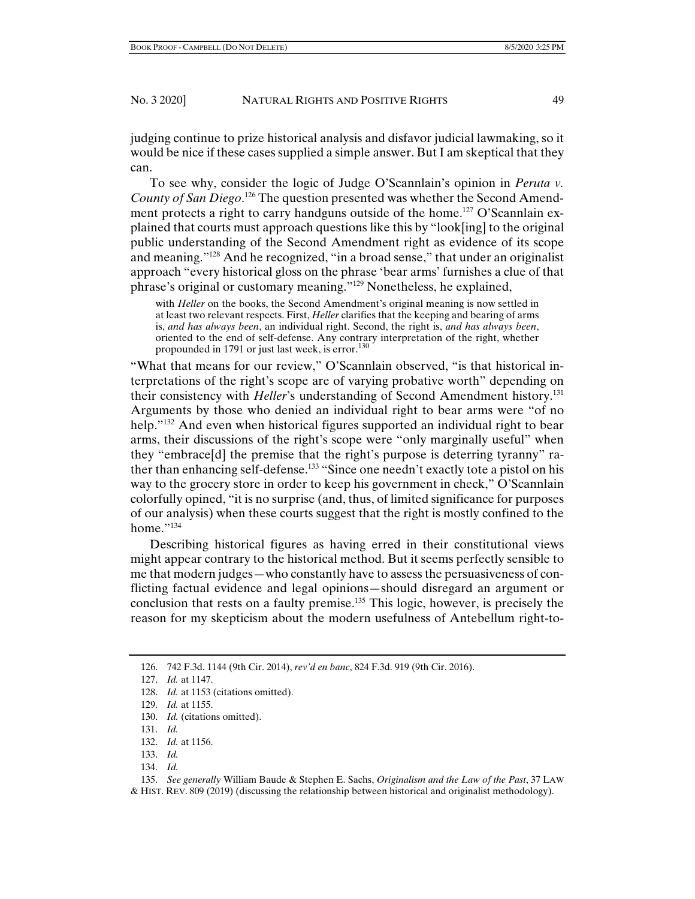judging continue to prize historical analysis and disfavor judicial lawmaking, so it would be nice if these cases supplied a simple answer. But I am skeptical that they can.

To see why, consider the logic of Judge O'Scannlain's opinion in *Peruta v. County of San Diego*.[126] The question presented was whether the Second Amendment protects a right to carry handguns outside of the home.[127] O'Scannlain explained that courts must approach questions like this by "look[ing] to the original public understanding of the Second Amendment right as evidence of its scope and meaning."[128] And he recognized, "in a broad sense," that under an originalist approach "every historical gloss on the phrase 'bear arms' furnishes a clue of that phrase's original or customary meaning."[129] Nonetheless, he explained,

> with *Heller* on the books, the Second Amendment's original meaning is now settled in at least two relevant respects. First, *Heller* clarifies that the keeping and bearing of arms is, *and has always been*, an individual right. Second, the right is, *and has always been*, oriented to the end of self-defense. Any contrary interpretation of the right, whether propounded in 1791 or just last week, is error.[130]

"What that means for our review," O'Scannlain observed, "is that historical interpretations of the right's scope are of varying probative worth" depending on their consistency with *Heller*'s understanding of Second Amendment history.[131] Arguments by those who denied an individual right to bear arms were "of no help."[132] And even when historical figures supported an individual right to bear arms, their discussions of the right's scope were "only marginally useful" when they "embrace[d] the premise that the right's purpose is deterring tyranny" rather than enhancing self-defense.[133] "Since one needn't exactly tote a pistol on his way to the grocery store in order to keep his government in check," O'Scannlain colorfully opined, "it is no surprise (and, thus, of limited significance for purposes of our analysis) when these courts suggest that the right is mostly confined to the home."[134]

Describing historical figures as having erred in their constitutional views might appear contrary to the historical method. But it seems perfectly sensible to me that modern judges—who constantly have to assess the persuasiveness of conflicting factual evidence and legal opinions—should disregard an argument or conclusion that rests on a faulty premise.[135] This logic, however, is precisely the reason for my skepticism about the modern usefulness of Antebellum right-to-

---

126. 742 F.3d. 1144 (9th Cir. 2014), *rev'd en banc*, 824 F.3d. 919 (9th Cir. 2016).

127. *Id.* at 1147.

128. *Id.* at 1153 (citations omitted).

129. *Id.* at 1155.

130. *Id.* (citations omitted).

131. *Id.*

132. *Id.* at 1156.

133. *Id.*

134. *Id.*

135. *See generally* William Baude & Stephen E. Sachs, *Originalism and the Law of the Past*, 37 LAW & HIST. REV. 809 (2019) (discussing the relationship between historical and originalist methodology).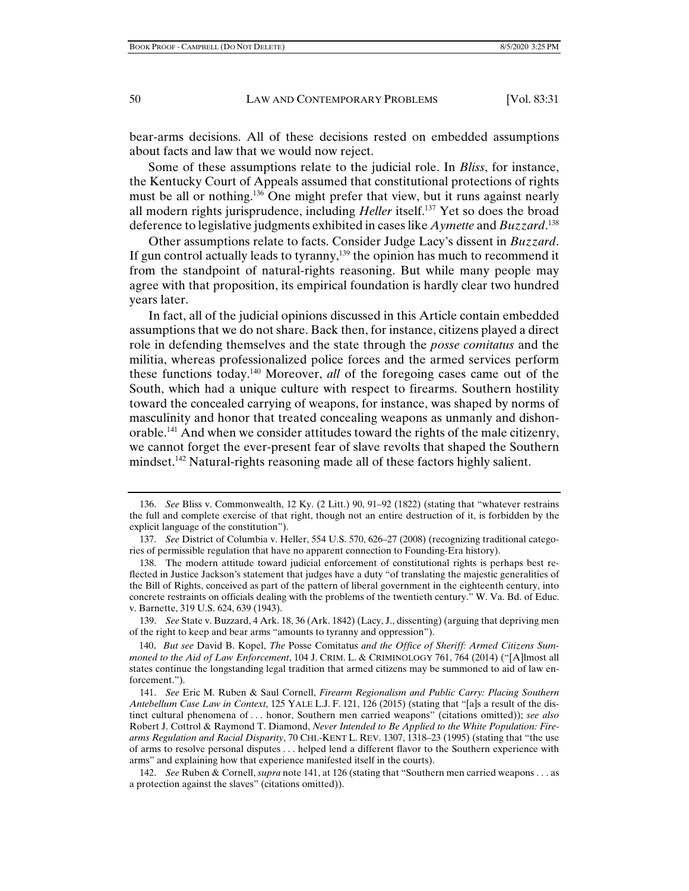bear-arms decisions. All of these decisions rested on embedded assumptions about facts and law that we would now reject.

Some of these assumptions relate to the judicial role. In *Bliss*, for instance, the Kentucky Court of Appeals assumed that constitutional protections of rights must be all or nothing.[136] One might prefer that view, but it runs against nearly all modern rights jurisprudence, including *Heller* itself.[137] Yet so does the broad deference to legislative judgments exhibited in cases like *Aymette* and *Buzzard*.[138]

Other assumptions relate to facts. Consider Judge Lacy's dissent in *Buzzard*. If gun control actually leads to tyranny,[139] the opinion has much to recommend it from the standpoint of natural-rights reasoning. But while many people may agree with that proposition, its empirical foundation is hardly clear two hundred years later.

In fact, all of the judicial opinions discussed in this Article contain embedded assumptions that we do not share. Back then, for instance, citizens played a direct role in defending themselves and the state through the *posse comitatus* and the militia, whereas professionalized police forces and the armed services perform these functions today.[140] Moreover, *all* of the foregoing cases came out of the South, which had a unique culture with respect to firearms. Southern hostility toward the concealed carrying of weapons, for instance, was shaped by norms of masculinity and honor that treated concealing weapons as unmanly and dishonorable.[141] And when we consider attitudes toward the rights of the male citizenry, we cannot forget the ever-present fear of slave revolts that shaped the Southern mindset.[142] Natural-rights reasoning made all of these factors highly salient.

---

136. *See* Bliss v. Commonwealth, 12 Ky. (2 Litt.) 90, 91–92 (1822) (stating that "whatever restrains the full and complete exercise of that right, though not an entire destruction of it, is forbidden by the explicit language of the constitution").

137. *See* District of Columbia v. Heller, 554 U.S. 570, 626–27 (2008) (recognizing traditional categories of permissible regulation that have no apparent connection to Founding-Era history).

138. The modern attitude toward judicial enforcement of constitutional rights is perhaps best reflected in Justice Jackson's statement that judges have a duty "of translating the majestic generalities of the Bill of Rights, conceived as part of the pattern of liberal government in the eighteenth century, into concrete restraints on officials dealing with the problems of the twentieth century." W. Va. Bd. of Educ. v. Barnette, 319 U.S. 624, 639 (1943).

139. *See* State v. Buzzard, 4 Ark. 18, 36 (Ark. 1842) (Lacy, J., dissenting) (arguing that depriving men of the right to keep and bear arms "amounts to tyranny and oppression").

140. *But see* David B. Kopel, *The* Posse Comitatus *and the Office of Sheriff: Armed Citizens Summoned to the Aid of Law Enforcement*, 104 J. CRIM. L. & CRIMINOLOGY 761, 764 (2014) ("[A]lmost all states continue the longstanding legal tradition that armed citizens may be summoned to aid of law enforcement.").

141. *See* Eric M. Ruben & Saul Cornell, *Firearm Regionalism and Public Carry: Placing Southern Antebellum Case Law in Context*, 125 YALE L.J. F. 121, 126 (2015) (stating that "[a]s a result of the distinct cultural phenomena of . . . honor, Southern men carried weapons" (citations omitted)); *see also* Robert J. Cottrol & Raymond T. Diamond, *Never Intended to Be Applied to the White Population: Firearms Regulation and Racial Disparity*, 70 CHI.-KENT L. REV. 1307, 1318–23 (1995) (stating that "the use of arms to resolve personal disputes . . . helped lend a different flavor to the Southern experience with arms" and explaining how that experience manifested itself in the courts).

142. *See* Ruben & Cornell, *supra* note 141, at 126 (stating that "Southern men carried weapons . . . as a protection against the slaves" (citations omitted)).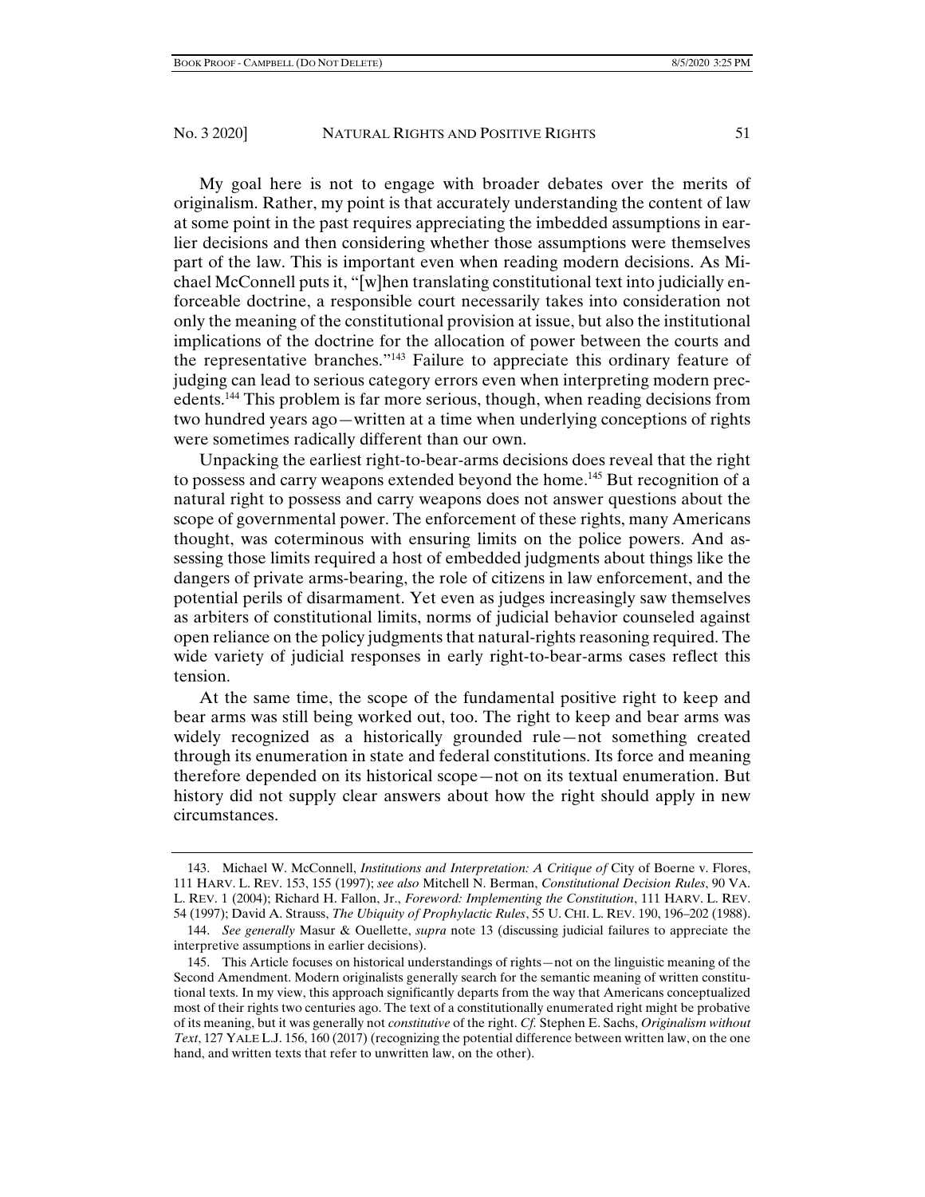My goal here is not to engage with broader debates over the merits of originalism. Rather, my point is that accurately understanding the content of law at some point in the past requires appreciating the imbedded assumptions in earlier decisions and then considering whether those assumptions were themselves part of the law. This is important even when reading modern decisions. As Michael McConnell puts it, "[w]hen translating constitutional text into judicially enforceable doctrine, a responsible court necessarily takes into consideration not only the meaning of the constitutional provision at issue, but also the institutional implications of the doctrine for the allocation of power between the courts and the representative branches."[143] Failure to appreciate this ordinary feature of judging can lead to serious category errors even when interpreting modern precedents.[144] This problem is far more serious, though, when reading decisions from two hundred years ago—written at a time when underlying conceptions of rights were sometimes radically different than our own.

Unpacking the earliest right-to-bear-arms decisions does reveal that the right to possess and carry weapons extended beyond the home.[145] But recognition of a natural right to possess and carry weapons does not answer questions about the scope of governmental power. The enforcement of these rights, many Americans thought, was coterminous with ensuring limits on the police powers. And assessing those limits required a host of embedded judgments about things like the dangers of private arms-bearing, the role of citizens in law enforcement, and the potential perils of disarmament. Yet even as judges increasingly saw themselves as arbiters of constitutional limits, norms of judicial behavior counseled against open reliance on the policy judgments that natural-rights reasoning required. The wide variety of judicial responses in early right-to-bear-arms cases reflect this tension.

At the same time, the scope of the fundamental positive right to keep and bear arms was still being worked out, too. The right to keep and bear arms was widely recognized as a historically grounded rule—not something created through its enumeration in state and federal constitutions. Its force and meaning therefore depended on its historical scope—not on its textual enumeration. But history did not supply clear answers about how the right should apply in new circumstances.

---

143. Michael W. McConnell, *Institutions and Interpretation: A Critique of* City of Boerne v. Flores, 111 HARV. L. REV. 153, 155 (1997); *see also* Mitchell N. Berman, *Constitutional Decision Rules*, 90 VA. L. REV. 1 (2004); Richard H. Fallon, Jr., *Foreword: Implementing the Constitution*, 111 HARV. L. REV. 54 (1997); David A. Strauss, *The Ubiquity of Prophylactic Rules*, 55 U. CHI. L. REV. 190, 196–202 (1988).

144. *See generally* Masur & Ouellette, *supra* note 13 (discussing judicial failures to appreciate the interpretive assumptions in earlier decisions).

145. This Article focuses on historical understandings of rights—not on the linguistic meaning of the Second Amendment. Modern originalists generally search for the semantic meaning of written constitutional texts. In my view, this approach significantly departs from the way that Americans conceptualized most of their rights two centuries ago. The text of a constitutionally enumerated right might be probative of its meaning, but it was generally not *constitutive* of the right. *Cf.* Stephen E. Sachs, *Originalism without Text*, 127 YALE L.J. 156, 160 (2017) (recognizing the potential difference between written law, on the one hand, and written texts that refer to unwritten law, on the other).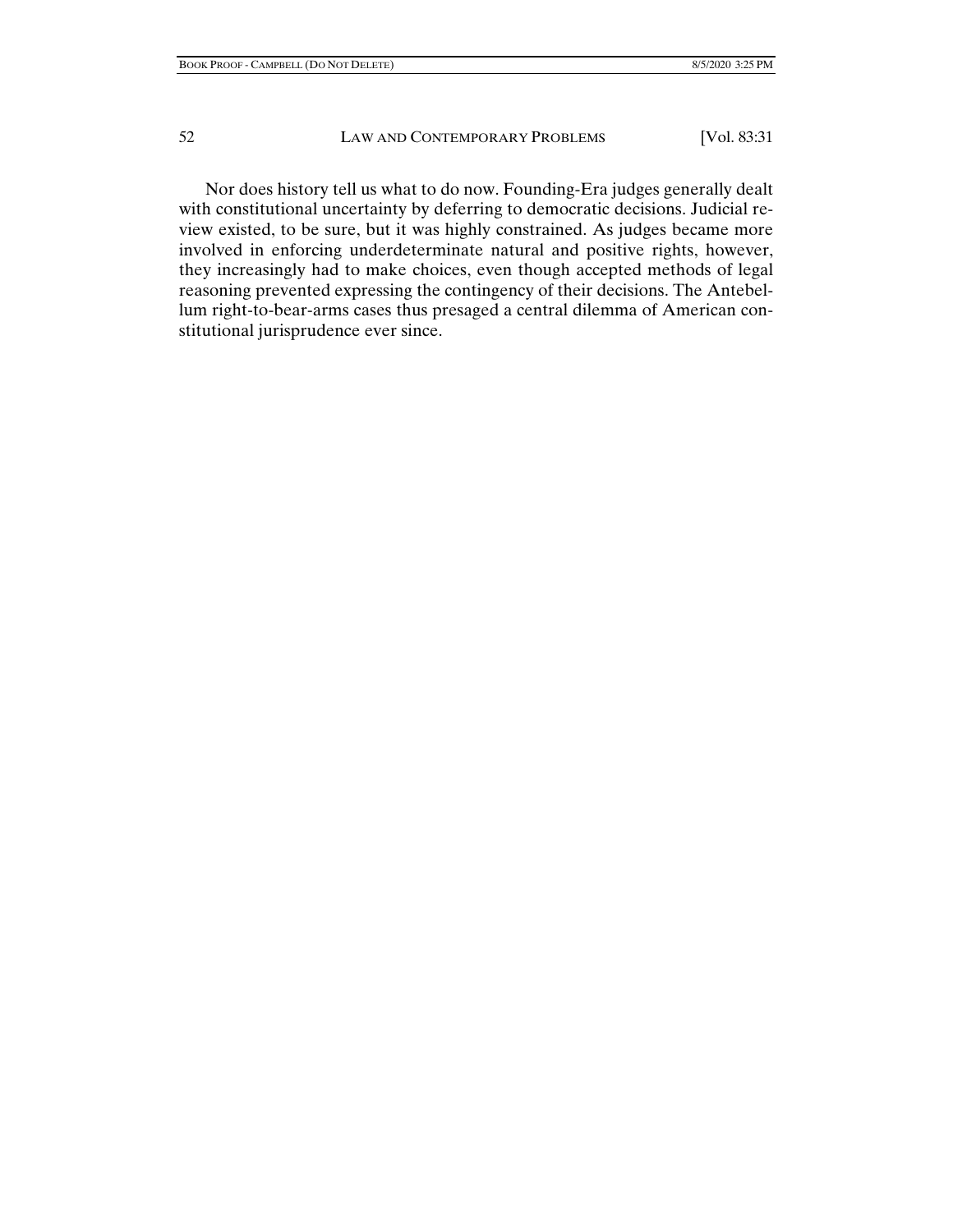Nor does history tell us what to do now. Founding-Era judges generally dealt with constitutional uncertainty by deferring to democratic decisions. Judicial review existed, to be sure, but it was highly constrained. As judges became more involved in enforcing underdeterminate natural and positive rights, however, they increasingly had to make choices, even though accepted methods of legal reasoning prevented expressing the contingency of their decisions. The Antebellum right-to-bear-arms cases thus presaged a central dilemma of American constitutional jurisprudence ever since.